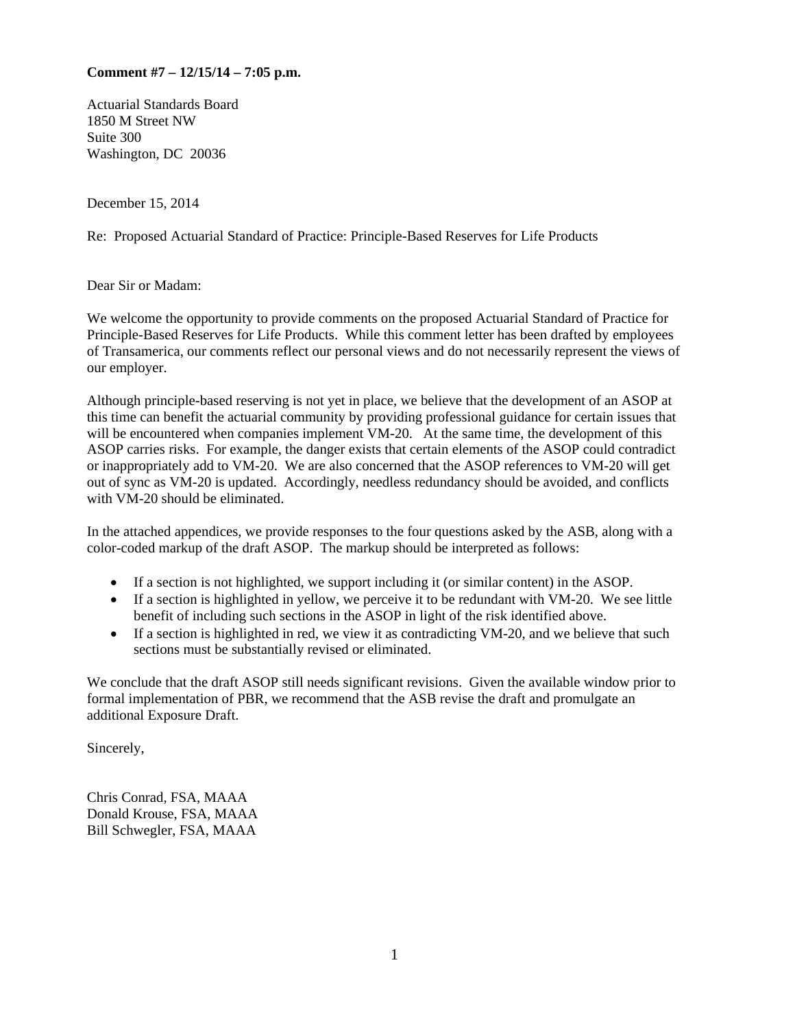**Comment #7 – 12/15/14 – 7:05 p.m.**

Actuarial Standards Board
1850 M Street NW
Suite 300
Washington, DC 20036

December 15, 2014

Re: Proposed Actuarial Standard of Practice: Principle-Based Reserves for Life Products

Dear Sir or Madam:

We welcome the opportunity to provide comments on the proposed Actuarial Standard of Practice for Principle-Based Reserves for Life Products. While this comment letter has been drafted by employees of Transamerica, our comments reflect our personal views and do not necessarily represent the views of our employer.

Although principle-based reserving is not yet in place, we believe that the development of an ASOP at this time can benefit the actuarial community by providing professional guidance for certain issues that will be encountered when companies implement VM-20. At the same time, the development of this ASOP carries risks. For example, the danger exists that certain elements of the ASOP could contradict or inappropriately add to VM-20. We are also concerned that the ASOP references to VM-20 will get out of sync as VM-20 is updated. Accordingly, needless redundancy should be avoided, and conflicts with VM-20 should be eliminated.

In the attached appendices, we provide responses to the four questions asked by the ASB, along with a color-coded markup of the draft ASOP. The markup should be interpreted as follows:

- If a section is not highlighted, we support including it (or similar content) in the ASOP.
- If a section is highlighted in yellow, we perceive it to be redundant with VM-20. We see little benefit of including such sections in the ASOP in light of the risk identified above.
- If a section is highlighted in red, we view it as contradicting VM-20, and we believe that such sections must be substantially revised or eliminated.

We conclude that the draft ASOP still needs significant revisions. Given the available window prior to formal implementation of PBR, we recommend that the ASB revise the draft and promulgate an additional Exposure Draft.

Sincerely,

Chris Conrad, FSA, MAAA
Donald Krouse, FSA, MAAA
Bill Schwegler, FSA, MAAA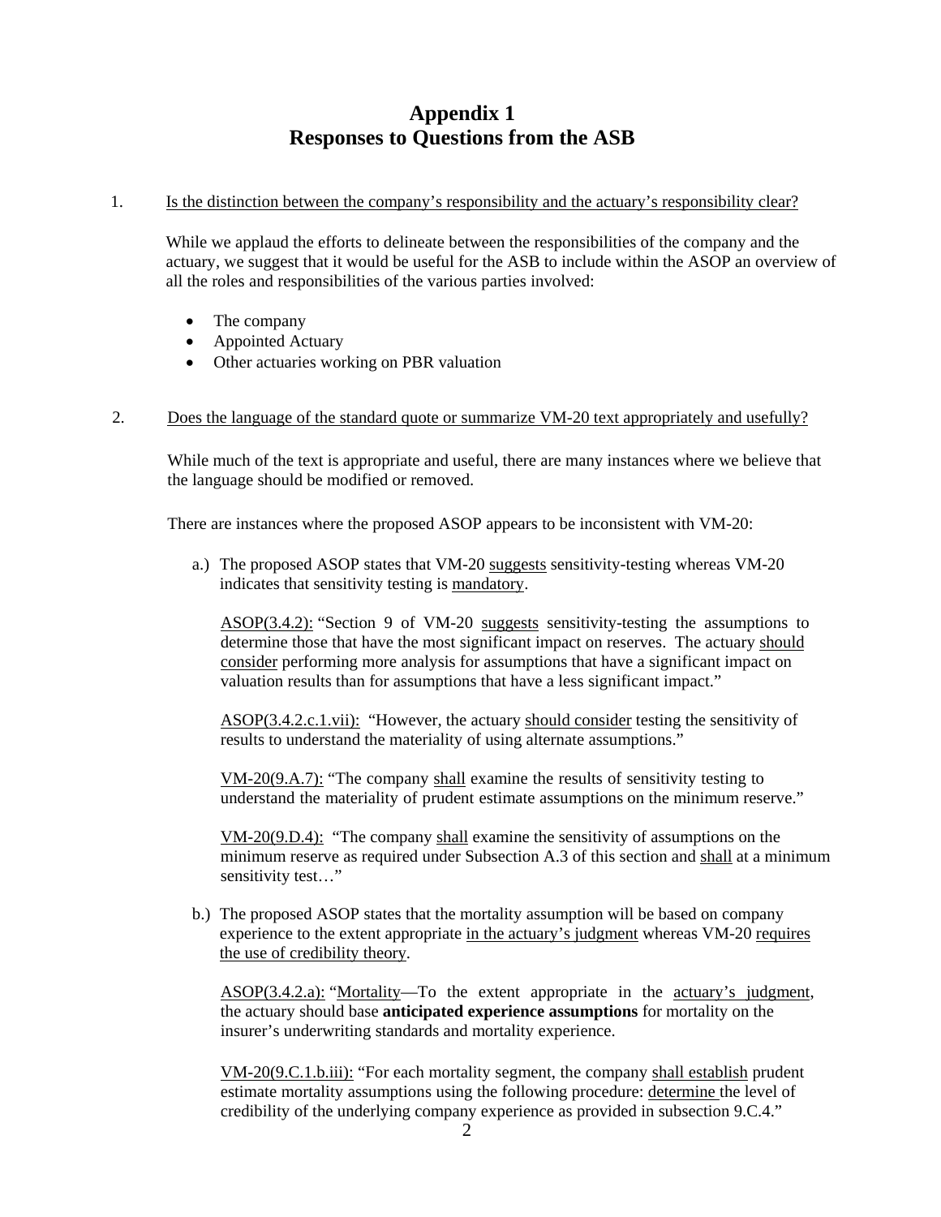# Appendix 1
# Responses to Questions from the ASB

1. Is the distinction between the company's responsibility and the actuary's responsibility clear?

   While we applaud the efforts to delineate between the responsibilities of the company and the actuary, we suggest that it would be useful for the ASB to include within the ASOP an overview of all the roles and responsibilities of the various parties involved:

   - The company
   - Appointed Actuary
   - Other actuaries working on PBR valuation

2. Does the language of the standard quote or summarize VM-20 text appropriately and usefully?

   While much of the text is appropriate and useful, there are many instances where we believe that the language should be modified or removed.

   There are instances where the proposed ASOP appears to be inconsistent with VM-20:

   a.) The proposed ASOP states that VM-20 suggests sensitivity-testing whereas VM-20 indicates that sensitivity testing is mandatory.

   ASOP(3.4.2): "Section 9 of VM-20 suggests sensitivity-testing the assumptions to determine those that have the most significant impact on reserves. The actuary should consider performing more analysis for assumptions that have a significant impact on valuation results than for assumptions that have a less significant impact."

   ASOP(3.4.2.c.1.vii): "However, the actuary should consider testing the sensitivity of results to understand the materiality of using alternate assumptions."

   VM-20(9.A.7): "The company shall examine the results of sensitivity testing to understand the materiality of prudent estimate assumptions on the minimum reserve."

   VM-20(9.D.4): "The company shall examine the sensitivity of assumptions on the minimum reserve as required under Subsection A.3 of this section and shall at a minimum sensitivity test…"

   b.) The proposed ASOP states that the mortality assumption will be based on company experience to the extent appropriate in the actuary's judgment whereas VM-20 requires the use of credibility theory.

   ASOP(3.4.2.a): "Mortality—To the extent appropriate in the actuary's judgment, the actuary should base **anticipated experience assumptions** for mortality on the insurer's underwriting standards and mortality experience.

   VM-20(9.C.1.b.iii): "For each mortality segment, the company shall establish prudent estimate mortality assumptions using the following procedure: determine the level of credibility of the underlying company experience as provided in subsection 9.C.4."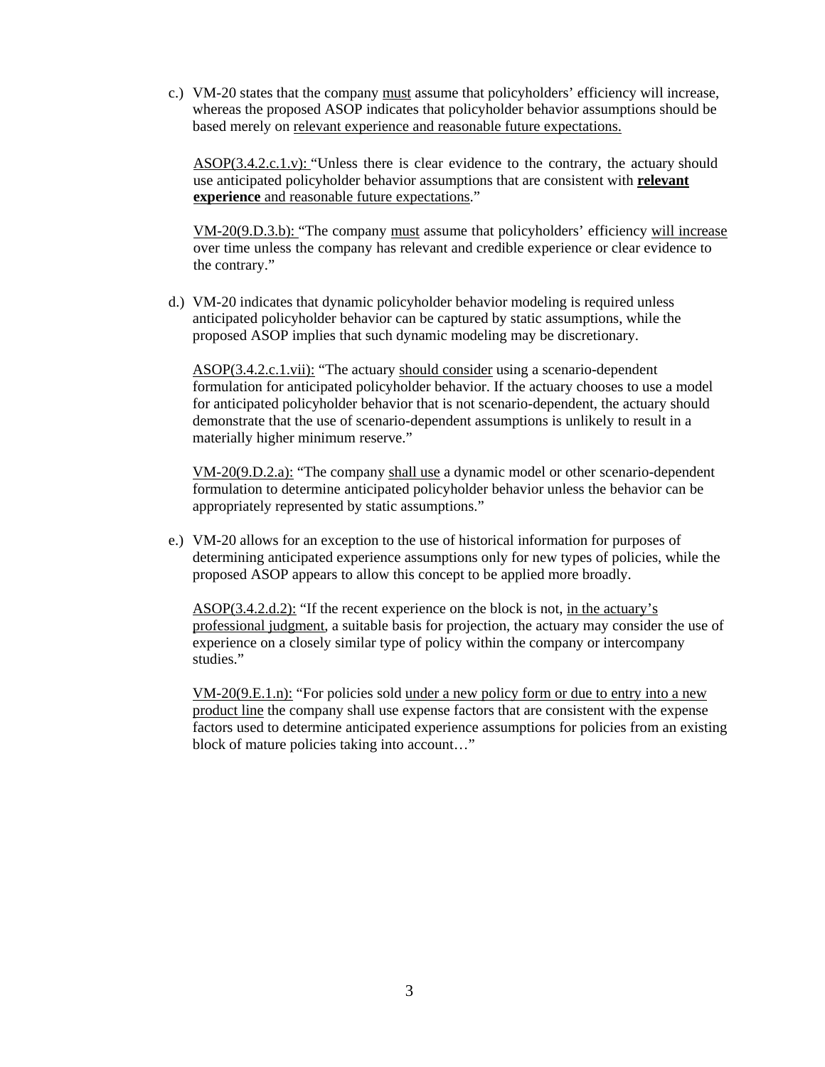c.) VM-20 states that the company must assume that policyholders' efficiency will increase, whereas the proposed ASOP indicates that policyholder behavior assumptions should be based merely on relevant experience and reasonable future expectations.

ASOP(3.4.2.c.1.v): "Unless there is clear evidence to the contrary, the actuary should use anticipated policyholder behavior assumptions that are consistent with **relevant experience** and reasonable future expectations."

VM-20(9.D.3.b): "The company must assume that policyholders' efficiency will increase over time unless the company has relevant and credible experience or clear evidence to the contrary."

d.) VM-20 indicates that dynamic policyholder behavior modeling is required unless anticipated policyholder behavior can be captured by static assumptions, while the proposed ASOP implies that such dynamic modeling may be discretionary.

ASOP(3.4.2.c.1.vii): "The actuary should consider using a scenario-dependent formulation for anticipated policyholder behavior. If the actuary chooses to use a model for anticipated policyholder behavior that is not scenario-dependent, the actuary should demonstrate that the use of scenario-dependent assumptions is unlikely to result in a materially higher minimum reserve."

VM-20(9.D.2.a): "The company shall use a dynamic model or other scenario-dependent formulation to determine anticipated policyholder behavior unless the behavior can be appropriately represented by static assumptions."

e.) VM-20 allows for an exception to the use of historical information for purposes of determining anticipated experience assumptions only for new types of policies, while the proposed ASOP appears to allow this concept to be applied more broadly.

ASOP(3.4.2.d.2): "If the recent experience on the block is not, in the actuary's professional judgment, a suitable basis for projection, the actuary may consider the use of experience on a closely similar type of policy within the company or intercompany studies."

VM-20(9.E.1.n): "For policies sold under a new policy form or due to entry into a new product line the company shall use expense factors that are consistent with the expense factors used to determine anticipated experience assumptions for policies from an existing block of mature policies taking into account…"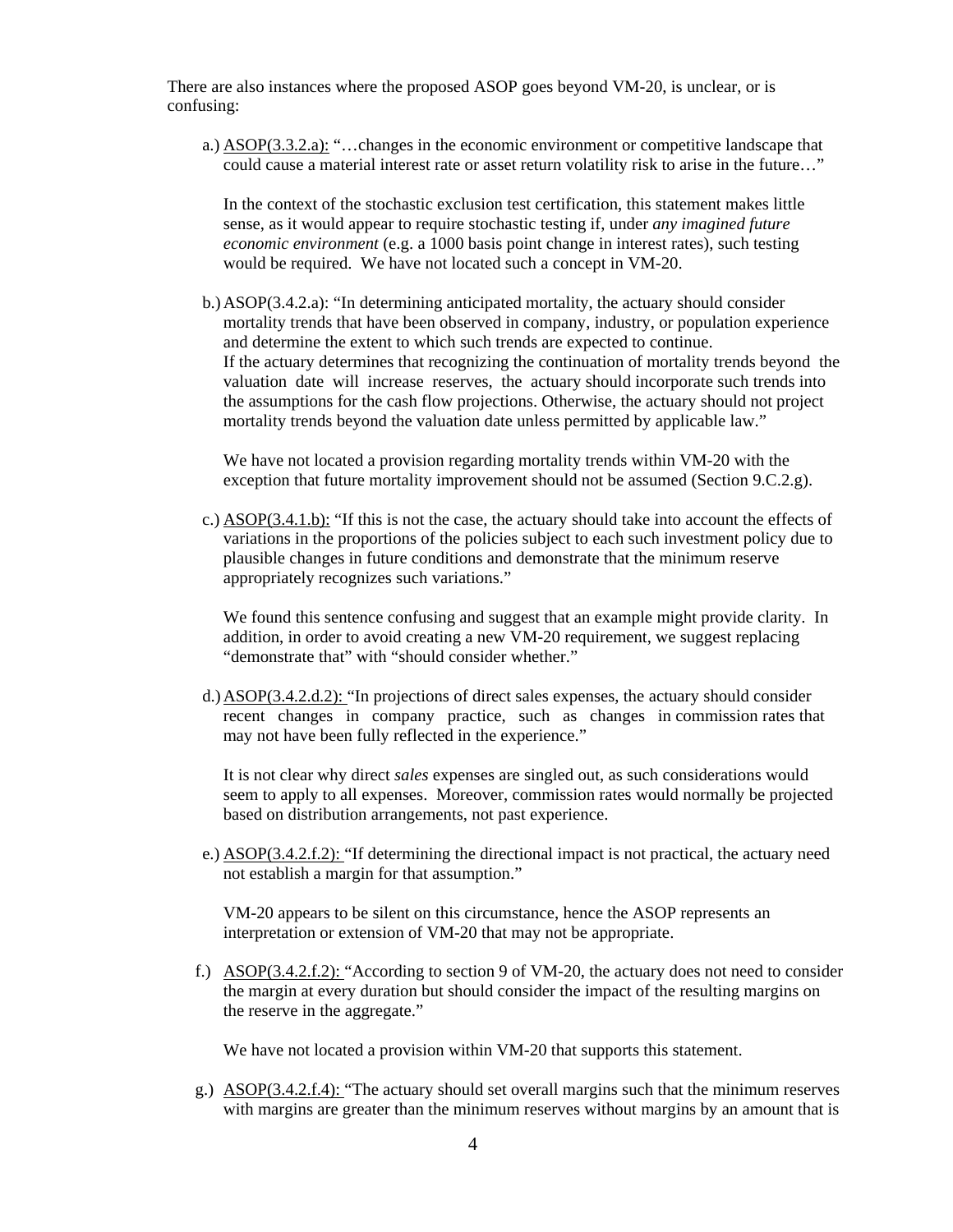There are also instances where the proposed ASOP goes beyond VM-20, is unclear, or is confusing:

a.) ASOP(3.3.2.a): "…changes in the economic environment or competitive landscape that could cause a material interest rate or asset return volatility risk to arise in the future…"

   In the context of the stochastic exclusion test certification, this statement makes little sense, as it would appear to require stochastic testing if, under *any imagined future economic environment* (e.g. a 1000 basis point change in interest rates), such testing would be required. We have not located such a concept in VM-20.

b.) ASOP(3.4.2.a): "In determining anticipated mortality, the actuary should consider mortality trends that have been observed in company, industry, or population experience and determine the extent to which such trends are expected to continue. If the actuary determines that recognizing the continuation of mortality trends beyond the valuation date will increase reserves, the actuary should incorporate such trends into the assumptions for the cash flow projections. Otherwise, the actuary should not project mortality trends beyond the valuation date unless permitted by applicable law."

   We have not located a provision regarding mortality trends within VM-20 with the exception that future mortality improvement should not be assumed (Section 9.C.2.g).

c.) ASOP(3.4.1.b): "If this is not the case, the actuary should take into account the effects of variations in the proportions of the policies subject to each such investment policy due to plausible changes in future conditions and demonstrate that the minimum reserve appropriately recognizes such variations."

   We found this sentence confusing and suggest that an example might provide clarity. In addition, in order to avoid creating a new VM-20 requirement, we suggest replacing "demonstrate that" with "should consider whether."

d.) ASOP(3.4.2.d.2): "In projections of direct sales expenses, the actuary should consider recent changes in company practice, such as changes in commission rates that may not have been fully reflected in the experience."

   It is not clear why direct *sales* expenses are singled out, as such considerations would seem to apply to all expenses. Moreover, commission rates would normally be projected based on distribution arrangements, not past experience.

e.) ASOP(3.4.2.f.2): "If determining the directional impact is not practical, the actuary need not establish a margin for that assumption."

   VM-20 appears to be silent on this circumstance, hence the ASOP represents an interpretation or extension of VM-20 that may not be appropriate.

f.) ASOP(3.4.2.f.2): "According to section 9 of VM-20, the actuary does not need to consider the margin at every duration but should consider the impact of the resulting margins on the reserve in the aggregate."

   We have not located a provision within VM-20 that supports this statement.

g.) ASOP(3.4.2.f.4): "The actuary should set overall margins such that the minimum reserves with margins are greater than the minimum reserves without margins by an amount that is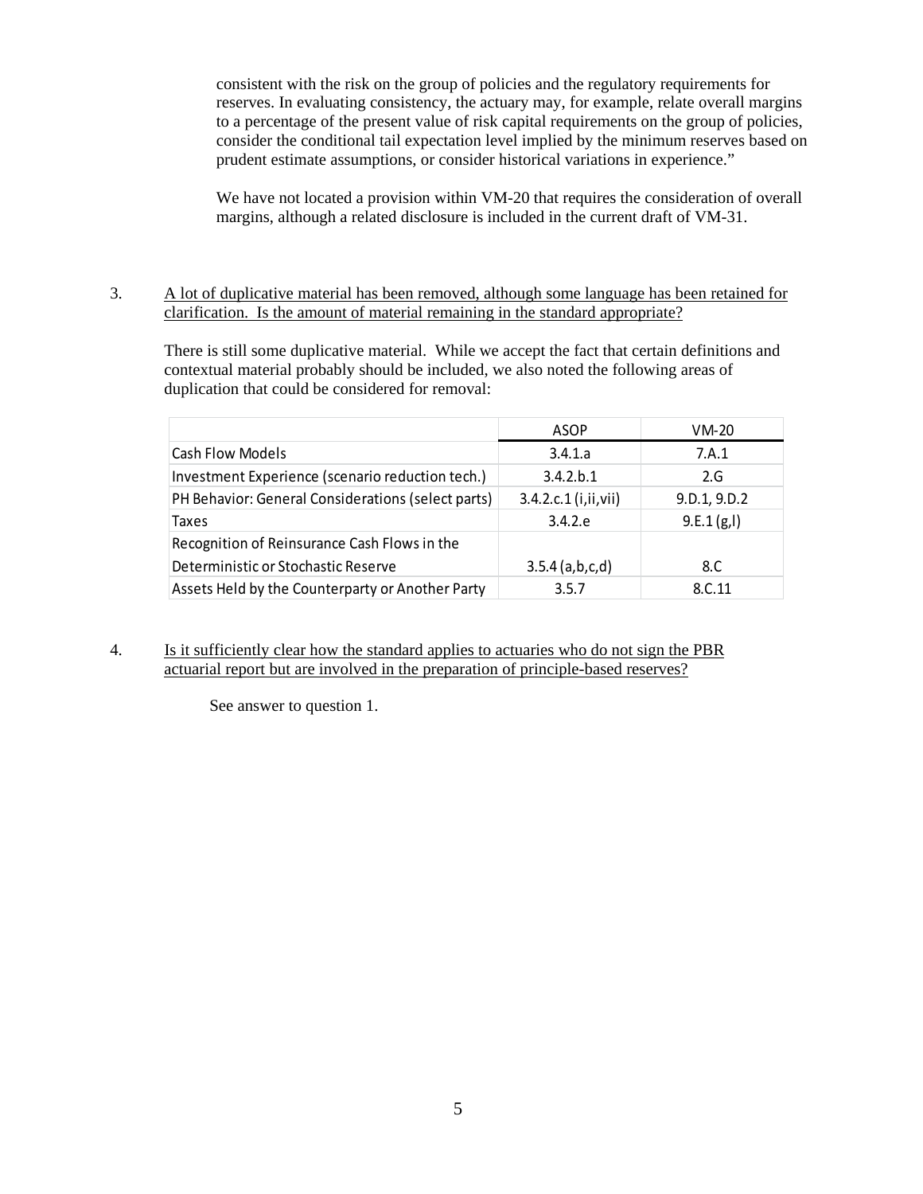consistent with the risk on the group of policies and the regulatory requirements for reserves. In evaluating consistency, the actuary may, for example, relate overall margins to a percentage of the present value of risk capital requirements on the group of policies, consider the conditional tail expectation level implied by the minimum reserves based on prudent estimate assumptions, or consider historical variations in experience."

We have not located a provision within VM-20 that requires the consideration of overall margins, although a related disclosure is included in the current draft of VM-31.

3. A lot of duplicative material has been removed, although some language has been retained for clarification. Is the amount of material remaining in the standard appropriate?

There is still some duplicative material. While we accept the fact that certain definitions and contextual material probably should be included, we also noted the following areas of duplication that could be considered for removal:

| | ASOP | VM-20 |
|---|---|---|
| Cash Flow Models | 3.4.1.a | 7.A.1 |
| Investment Experience (scenario reduction tech.) | 3.4.2.b.1 | 2.G |
| PH Behavior: General Considerations (select parts) | 3.4.2.c.1 (i,ii,vii) | 9.D.1, 9.D.2 |
| Taxes | 3.4.2.e | 9.E.1 (g,l) |
| Recognition of Reinsurance Cash Flows in the Deterministic or Stochastic Reserve | 3.5.4 (a,b,c,d) | 8.C |
| Assets Held by the Counterparty or Another Party | 3.5.7 | 8.C.11 |

4. Is it sufficiently clear how the standard applies to actuaries who do not sign the PBR actuarial report but are involved in the preparation of principle-based reserves?

See answer to question 1.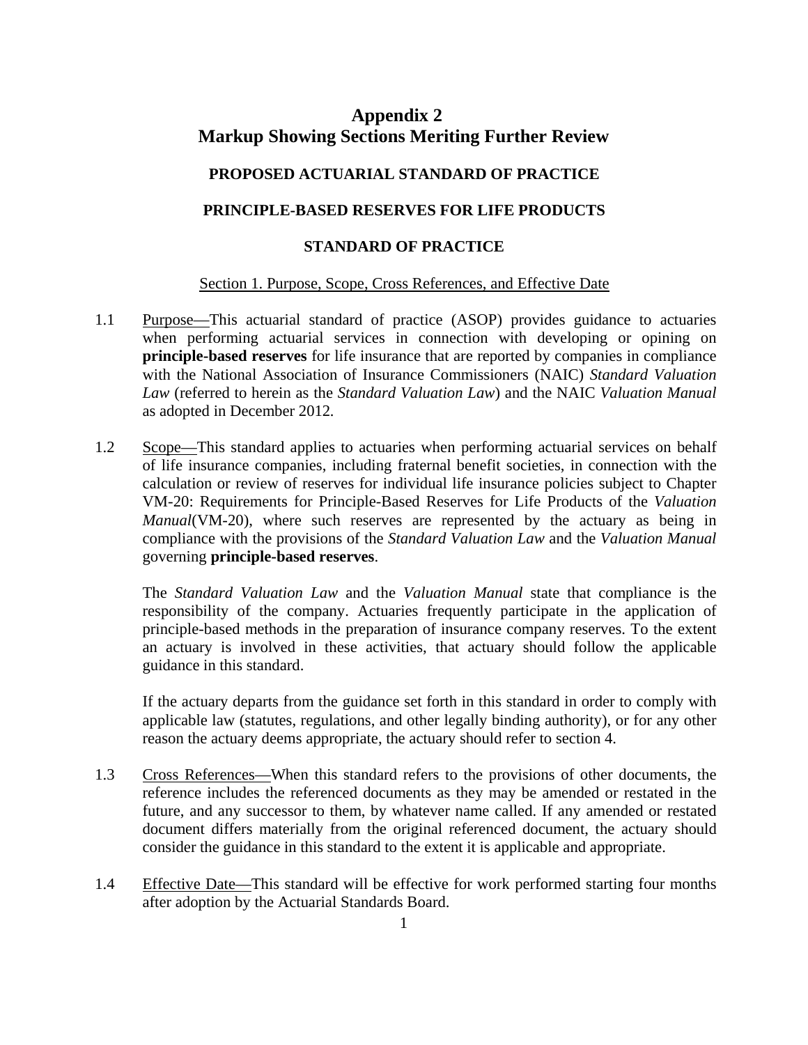# Appendix 2
# Markup Showing Sections Meriting Further Review

## PROPOSED ACTUARIAL STANDARD OF PRACTICE

## PRINCIPLE-BASED RESERVES FOR LIFE PRODUCTS

## STANDARD OF PRACTICE

### Section 1. Purpose, Scope, Cross References, and Effective Date

1.1 Purpose—This actuarial standard of practice (ASOP) provides guidance to actuaries when performing actuarial services in connection with developing or opining on **principle-based reserves** for life insurance that are reported by companies in compliance with the National Association of Insurance Commissioners (NAIC) *Standard Valuation Law* (referred to herein as the *Standard Valuation Law*) and the NAIC *Valuation Manual* as adopted in December 2012.

1.2 Scope—This standard applies to actuaries when performing actuarial services on behalf of life insurance companies, including fraternal benefit societies, in connection with the calculation or review of reserves for individual life insurance policies subject to Chapter VM-20: Requirements for Principle-Based Reserves for Life Products of the *Valuation Manual*(VM-20), where such reserves are represented by the actuary as being in compliance with the provisions of the *Standard Valuation Law* and the *Valuation Manual* governing **principle-based reserves**.

The *Standard Valuation Law* and the *Valuation Manual* state that compliance is the responsibility of the company. Actuaries frequently participate in the application of principle-based methods in the preparation of insurance company reserves. To the extent an actuary is involved in these activities, that actuary should follow the applicable guidance in this standard.

If the actuary departs from the guidance set forth in this standard in order to comply with applicable law (statutes, regulations, and other legally binding authority), or for any other reason the actuary deems appropriate, the actuary should refer to section 4.

1.3 Cross References—When this standard refers to the provisions of other documents, the reference includes the referenced documents as they may be amended or restated in the future, and any successor to them, by whatever name called. If any amended or restated document differs materially from the original referenced document, the actuary should consider the guidance in this standard to the extent it is applicable and appropriate.

1.4 Effective Date—This standard will be effective for work performed starting four months after adoption by the Actuarial Standards Board.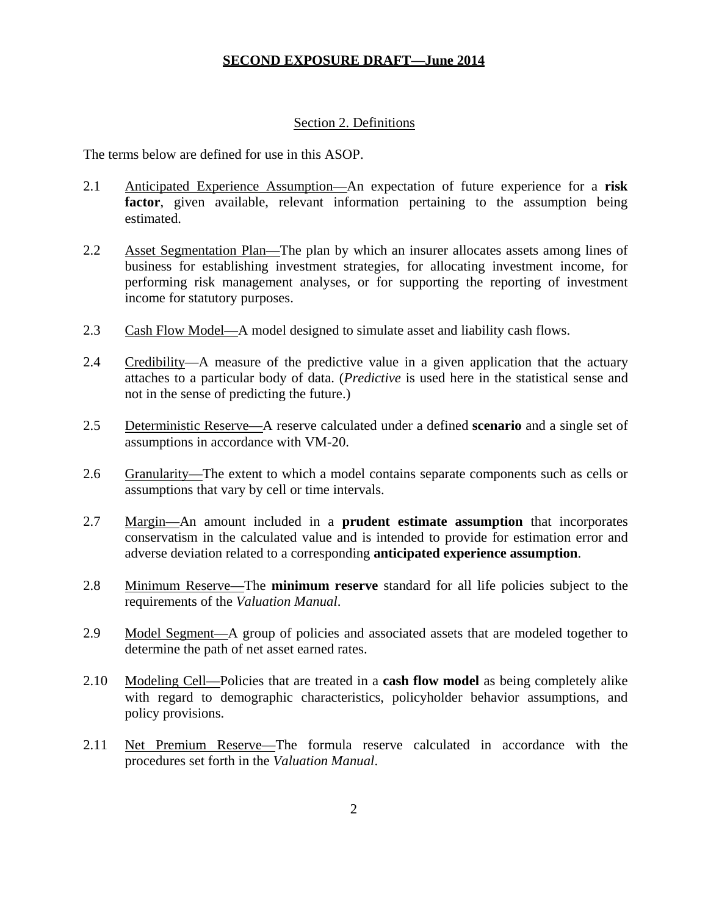**SECOND EXPOSURE DRAFT—June 2014**

## Section 2. Definitions

The terms below are defined for use in this ASOP.

2.1 Anticipated Experience Assumption—An expectation of future experience for a **risk factor**, given available, relevant information pertaining to the assumption being estimated.

2.2 Asset Segmentation Plan—The plan by which an insurer allocates assets among lines of business for establishing investment strategies, for allocating investment income, for performing risk management analyses, or for supporting the reporting of investment income for statutory purposes.

2.3 Cash Flow Model—A model designed to simulate asset and liability cash flows.

2.4 Credibility—A measure of the predictive value in a given application that the actuary attaches to a particular body of data. (*Predictive* is used here in the statistical sense and not in the sense of predicting the future.)

2.5 Deterministic Reserve—A reserve calculated under a defined **scenario** and a single set of assumptions in accordance with VM-20.

2.6 Granularity—The extent to which a model contains separate components such as cells or assumptions that vary by cell or time intervals.

2.7 Margin—An amount included in a **prudent estimate assumption** that incorporates conservatism in the calculated value and is intended to provide for estimation error and adverse deviation related to a corresponding **anticipated experience assumption**.

2.8 Minimum Reserve—The **minimum reserve** standard for all life policies subject to the requirements of the *Valuation Manual*.

2.9 Model Segment—A group of policies and associated assets that are modeled together to determine the path of net asset earned rates.

2.10 Modeling Cell—Policies that are treated in a **cash flow model** as being completely alike with regard to demographic characteristics, policyholder behavior assumptions, and policy provisions.

2.11 Net Premium Reserve—The formula reserve calculated in accordance with the procedures set forth in the *Valuation Manual*.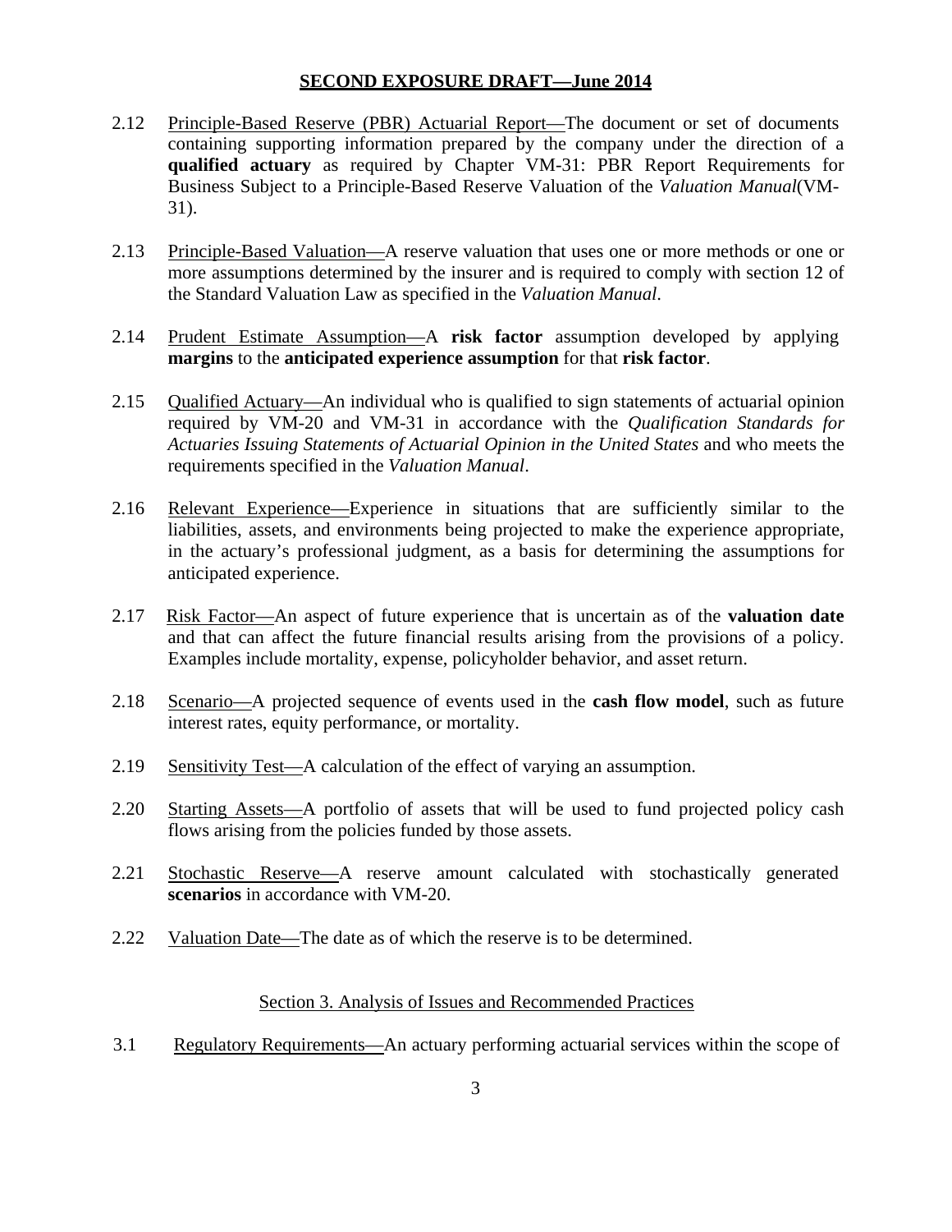**SECOND EXPOSURE DRAFT—June 2014**

2.12 Principle-Based Reserve (PBR) Actuarial Report—The document or set of documents containing supporting information prepared by the company under the direction of a **qualified actuary** as required by Chapter VM-31: PBR Report Requirements for Business Subject to a Principle-Based Reserve Valuation of the *Valuation Manual*(VM-31).

2.13 Principle-Based Valuation—A reserve valuation that uses one or more methods or one or more assumptions determined by the insurer and is required to comply with section 12 of the Standard Valuation Law as specified in the *Valuation Manual*.

2.14 Prudent Estimate Assumption—A **risk factor** assumption developed by applying **margins** to the **anticipated experience assumption** for that **risk factor**.

2.15 Qualified Actuary—An individual who is qualified to sign statements of actuarial opinion required by VM-20 and VM-31 in accordance with the *Qualification Standards for Actuaries Issuing Statements of Actuarial Opinion in the United States* and who meets the requirements specified in the *Valuation Manual*.

2.16 Relevant Experience—Experience in situations that are sufficiently similar to the liabilities, assets, and environments being projected to make the experience appropriate, in the actuary's professional judgment, as a basis for determining the assumptions for anticipated experience.

2.17 Risk Factor—An aspect of future experience that is uncertain as of the **valuation date** and that can affect the future financial results arising from the provisions of a policy. Examples include mortality, expense, policyholder behavior, and asset return.

2.18 Scenario—A projected sequence of events used in the **cash flow model**, such as future interest rates, equity performance, or mortality.

2.19 Sensitivity Test—A calculation of the effect of varying an assumption.

2.20 Starting Assets—A portfolio of assets that will be used to fund projected policy cash flows arising from the policies funded by those assets.

2.21 Stochastic Reserve—A reserve amount calculated with stochastically generated **scenarios** in accordance with VM-20.

2.22 Valuation Date—The date as of which the reserve is to be determined.

## Section 3. Analysis of Issues and Recommended Practices

3.1 Regulatory Requirements—An actuary performing actuarial services within the scope of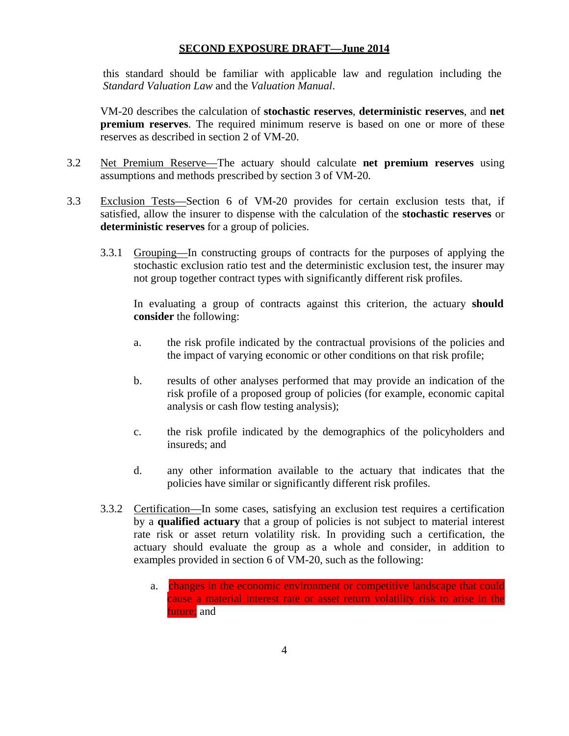this standard should be familiar with applicable law and regulation including the *Standard Valuation Law* and the *Valuation Manual*.

VM-20 describes the calculation of **stochastic reserves**, **deterministic reserves**, and **net premium reserves**. The required minimum reserve is based on one or more of these reserves as described in section 2 of VM-20.

3.2 Net Premium Reserve—The actuary should calculate **net premium reserves** using assumptions and methods prescribed by section 3 of VM-20.

3.3 Exclusion Tests—Section 6 of VM-20 provides for certain exclusion tests that, if satisfied, allow the insurer to dispense with the calculation of the **stochastic reserves** or **deterministic reserves** for a group of policies.

3.3.1 Grouping—In constructing groups of contracts for the purposes of applying the stochastic exclusion ratio test and the deterministic exclusion test, the insurer may not group together contract types with significantly different risk profiles.

In evaluating a group of contracts against this criterion, the actuary **should consider** the following:

a. the risk profile indicated by the contractual provisions of the policies and the impact of varying economic or other conditions on that risk profile;

b. results of other analyses performed that may provide an indication of the risk profile of a proposed group of policies (for example, economic capital analysis or cash flow testing analysis);

c. the risk profile indicated by the demographics of the policyholders and insureds; and

d. any other information available to the actuary that indicates that the policies have similar or significantly different risk profiles.

3.3.2 Certification—In some cases, satisfying an exclusion test requires a certification by a **qualified actuary** that a group of policies is not subject to material interest rate risk or asset return volatility risk. In providing such a certification, the actuary should evaluate the group as a whole and consider, in addition to examples provided in section 6 of VM-20, such as the following:

a. changes in the economic environment or competitive landscape that could cause a material interest rate or asset return volatility risk to arise in the future; and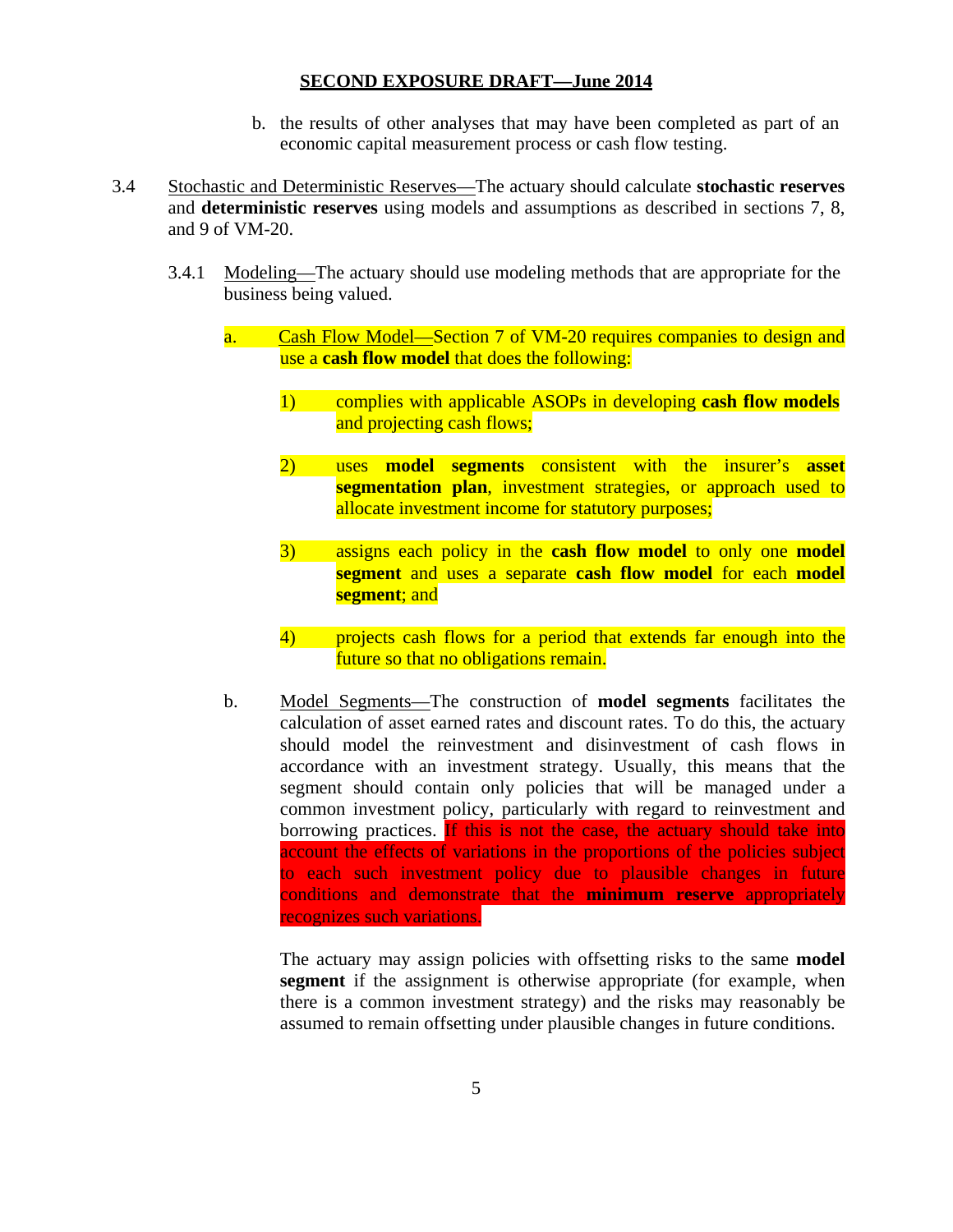b. the results of other analyses that may have been completed as part of an economic capital measurement process or cash flow testing.

3.4 Stochastic and Deterministic Reserves—The actuary should calculate **stochastic reserves** and **deterministic reserves** using models and assumptions as described in sections 7, 8, and 9 of VM-20.

3.4.1 Modeling—The actuary should use modeling methods that are appropriate for the business being valued.

a. Cash Flow Model—Section 7 of VM-20 requires companies to design and use a **cash flow model** that does the following:

1) complies with applicable ASOPs in developing **cash flow models** and projecting cash flows;

2) uses **model segments** consistent with the insurer's **asset segmentation plan**, investment strategies, or approach used to allocate investment income for statutory purposes;

3) assigns each policy in the **cash flow model** to only one **model segment** and uses a separate **cash flow model** for each **model segment**; and

4) projects cash flows for a period that extends far enough into the future so that no obligations remain.

b. Model Segments—The construction of **model segments** facilitates the calculation of asset earned rates and discount rates. To do this, the actuary should model the reinvestment and disinvestment of cash flows in accordance with an investment strategy. Usually, this means that the segment should contain only policies that will be managed under a common investment policy, particularly with regard to reinvestment and borrowing practices. If this is not the case, the actuary should take into account the effects of variations in the proportions of the policies subject to each such investment policy due to plausible changes in future conditions and demonstrate that the **minimum reserve** appropriately recognizes such variations.

The actuary may assign policies with offsetting risks to the same **model segment** if the assignment is otherwise appropriate (for example, when there is a common investment strategy) and the risks may reasonably be assumed to remain offsetting under plausible changes in future conditions.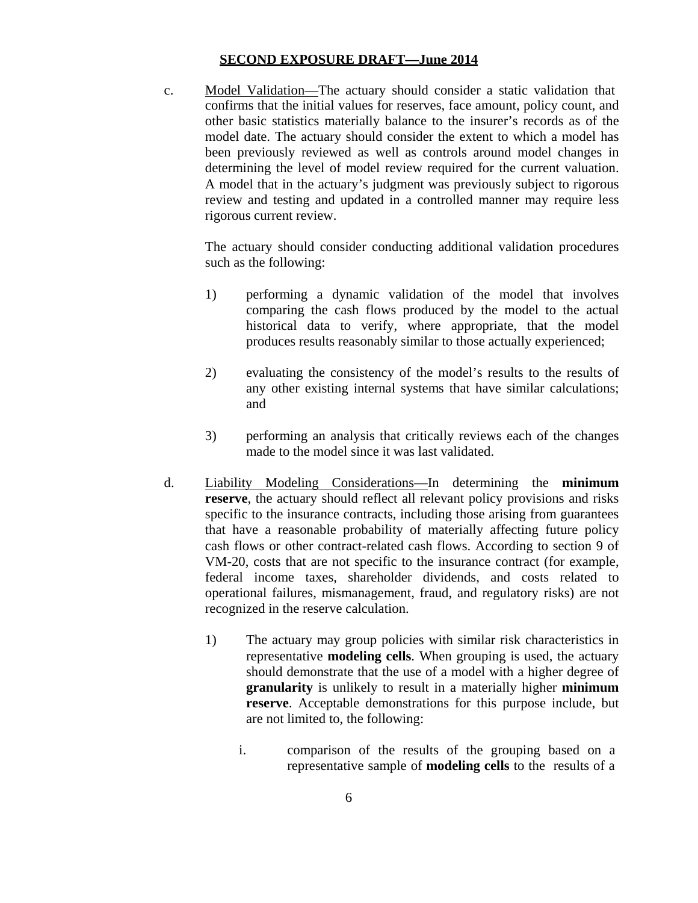**SECOND EXPOSURE DRAFT—June 2014**

c. Model Validation—The actuary should consider a static validation that confirms that the initial values for reserves, face amount, policy count, and other basic statistics materially balance to the insurer's records as of the model date. The actuary should consider the extent to which a model has been previously reviewed as well as controls around model changes in determining the level of model review required for the current valuation. A model that in the actuary's judgment was previously subject to rigorous review and testing and updated in a controlled manner may require less rigorous current review.

   The actuary should consider conducting additional validation procedures such as the following:

   1) performing a dynamic validation of the model that involves comparing the cash flows produced by the model to the actual historical data to verify, where appropriate, that the model produces results reasonably similar to those actually experienced;

   2) evaluating the consistency of the model's results to the results of any other existing internal systems that have similar calculations; and

   3) performing an analysis that critically reviews each of the changes made to the model since it was last validated.

d. Liability Modeling Considerations—In determining the **minimum reserve**, the actuary should reflect all relevant policy provisions and risks specific to the insurance contracts, including those arising from guarantees that have a reasonable probability of materially affecting future policy cash flows or other contract-related cash flows. According to section 9 of VM-20, costs that are not specific to the insurance contract (for example, federal income taxes, shareholder dividends, and costs related to operational failures, mismanagement, fraud, and regulatory risks) are not recognized in the reserve calculation.

   1) The actuary may group policies with similar risk characteristics in representative **modeling cells**. When grouping is used, the actuary should demonstrate that the use of a model with a higher degree of **granularity** is unlikely to result in a materially higher **minimum reserve**. Acceptable demonstrations for this purpose include, but are not limited to, the following:

      i. comparison of the results of the grouping based on a representative sample of **modeling cells** to the results of a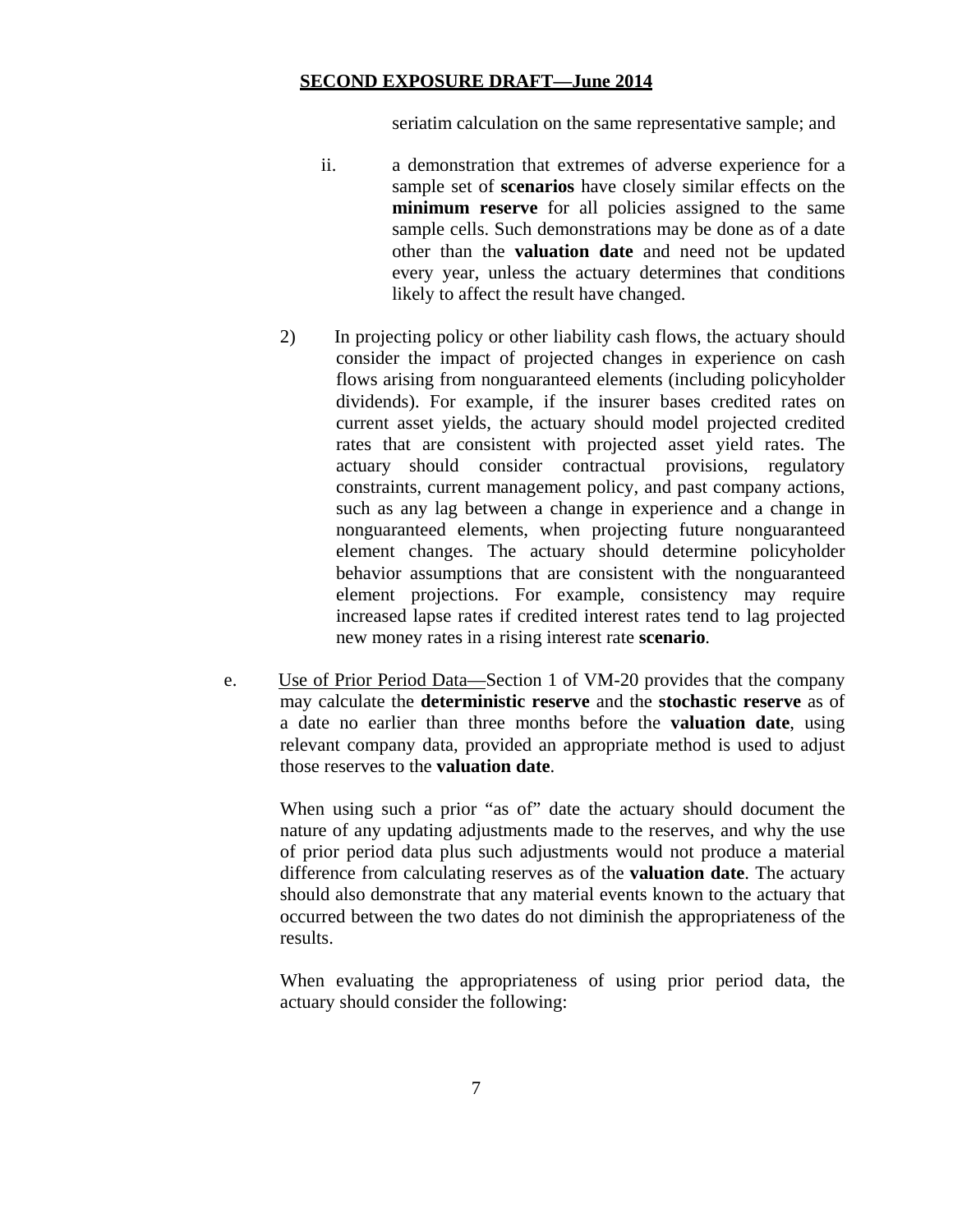seriatim calculation on the same representative sample; and

ii. a demonstration that extremes of adverse experience for a sample set of **scenarios** have closely similar effects on the **minimum reserve** for all policies assigned to the same sample cells. Such demonstrations may be done as of a date other than the **valuation date** and need not be updated every year, unless the actuary determines that conditions likely to affect the result have changed.

2) In projecting policy or other liability cash flows, the actuary should consider the impact of projected changes in experience on cash flows arising from nonguaranteed elements (including policyholder dividends). For example, if the insurer bases credited rates on current asset yields, the actuary should model projected credited rates that are consistent with projected asset yield rates. The actuary should consider contractual provisions, regulatory constraints, current management policy, and past company actions, such as any lag between a change in experience and a change in nonguaranteed elements, when projecting future nonguaranteed element changes. The actuary should determine policyholder behavior assumptions that are consistent with the nonguaranteed element projections. For example, consistency may require increased lapse rates if credited interest rates tend to lag projected new money rates in a rising interest rate **scenario**.

e. Use of Prior Period Data—Section 1 of VM-20 provides that the company may calculate the **deterministic reserve** and the **stochastic reserve** as of a date no earlier than three months before the **valuation date**, using relevant company data, provided an appropriate method is used to adjust those reserves to the **valuation date**.

When using such a prior "as of" date the actuary should document the nature of any updating adjustments made to the reserves, and why the use of prior period data plus such adjustments would not produce a material difference from calculating reserves as of the **valuation date**. The actuary should also demonstrate that any material events known to the actuary that occurred between the two dates do not diminish the appropriateness of the results.

When evaluating the appropriateness of using prior period data, the actuary should consider the following: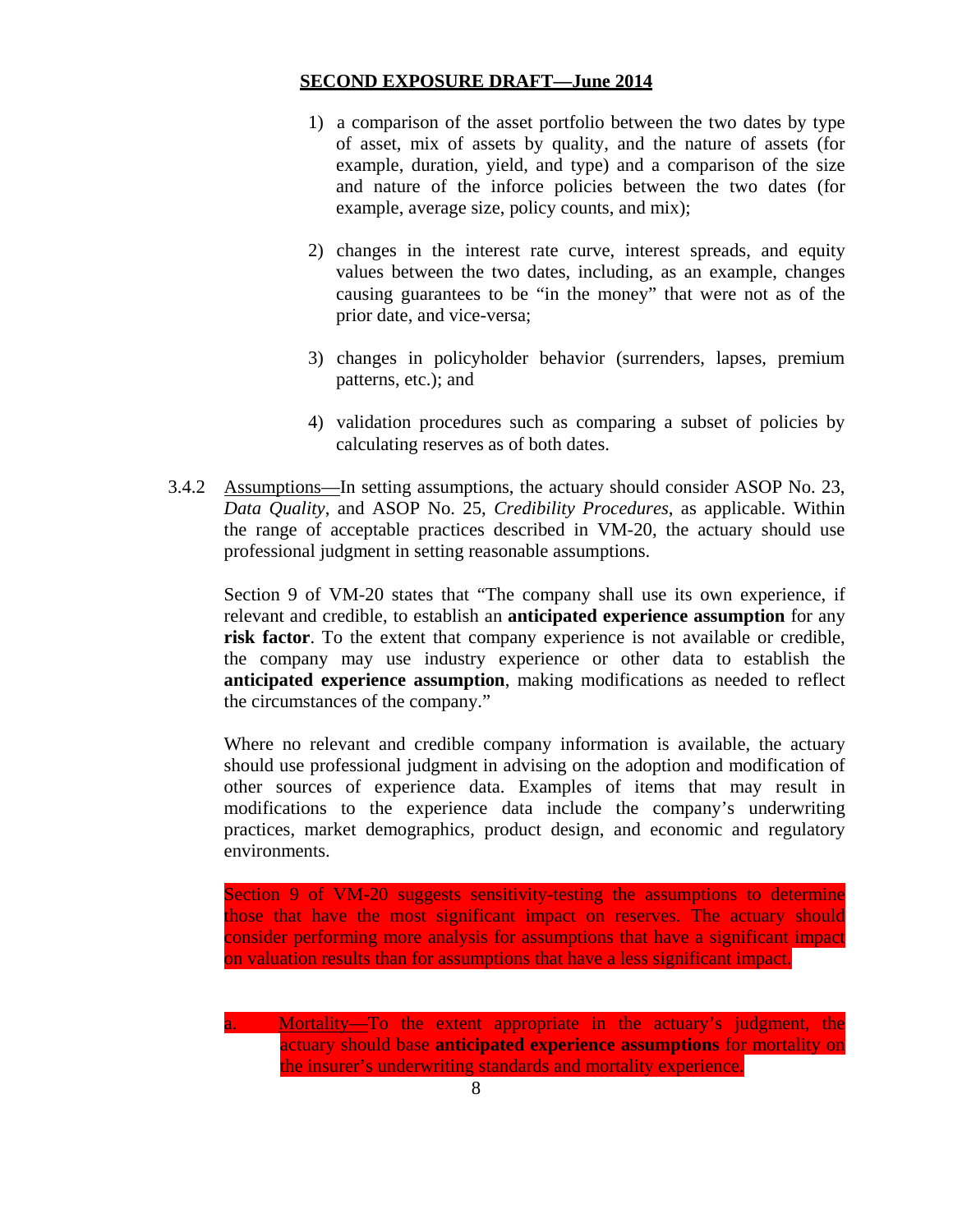**SECOND EXPOSURE DRAFT—June 2014**

1) a comparison of the asset portfolio between the two dates by type of asset, mix of assets by quality, and the nature of assets (for example, duration, yield, and type) and a comparison of the size and nature of the inforce policies between the two dates (for example, average size, policy counts, and mix);

2) changes in the interest rate curve, interest spreads, and equity values between the two dates, including, as an example, changes causing guarantees to be "in the money" that were not as of the prior date, and vice-versa;

3) changes in policyholder behavior (surrenders, lapses, premium patterns, etc.); and

4) validation procedures such as comparing a subset of policies by calculating reserves as of both dates.

3.4.2 Assumptions—In setting assumptions, the actuary should consider ASOP No. 23, *Data Quality*, and ASOP No. 25, *Credibility Procedures*, as applicable. Within the range of acceptable practices described in VM-20, the actuary should use professional judgment in setting reasonable assumptions.

Section 9 of VM-20 states that "The company shall use its own experience, if relevant and credible, to establish an **anticipated experience assumption** for any **risk factor**. To the extent that company experience is not available or credible, the company may use industry experience or other data to establish the **anticipated experience assumption**, making modifications as needed to reflect the circumstances of the company."

Where no relevant and credible company information is available, the actuary should use professional judgment in advising on the adoption and modification of other sources of experience data. Examples of items that may result in modifications to the experience data include the company's underwriting practices, market demographics, product design, and economic and regulatory environments.

Section 9 of VM-20 suggests sensitivity-testing the assumptions to determine those that have the most significant impact on reserves. The actuary should consider performing more analysis for assumptions that have a significant impact on valuation results than for assumptions that have a less significant impact.

a. Mortality—To the extent appropriate in the actuary's judgment, the actuary should base **anticipated experience assumptions** for mortality on the insurer's underwriting standards and mortality experience.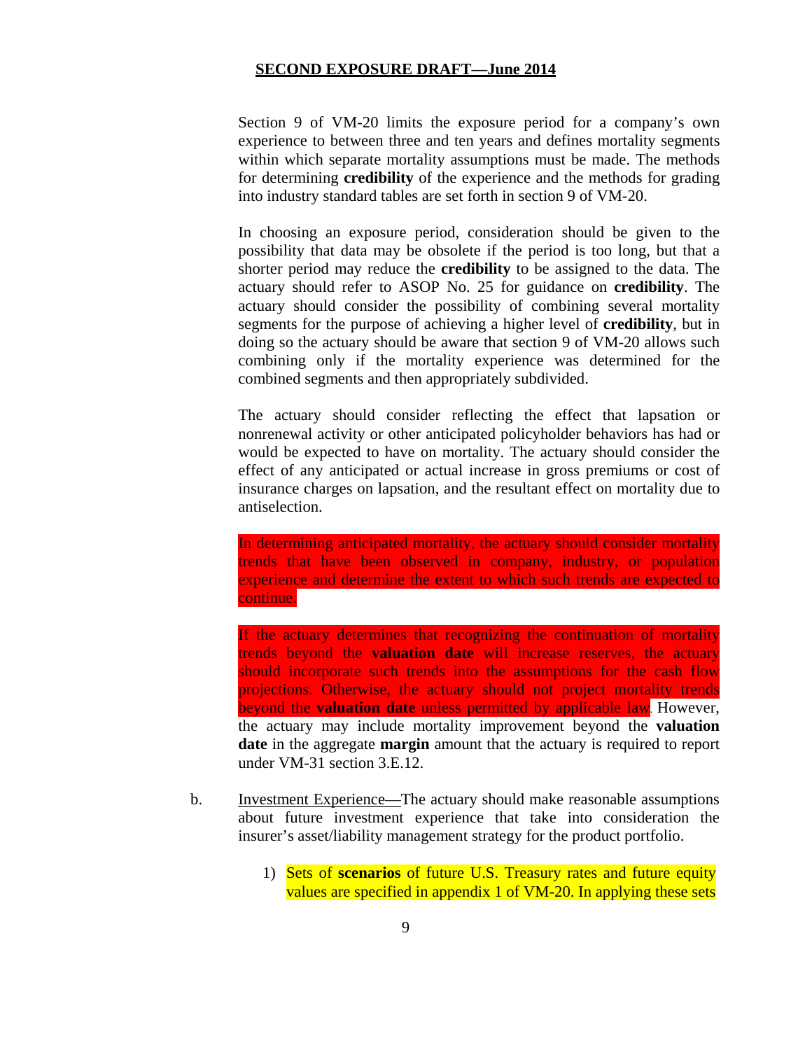Section 9 of VM-20 limits the exposure period for a company's own experience to between three and ten years and defines mortality segments within which separate mortality assumptions must be made. The methods for determining **credibility** of the experience and the methods for grading into industry standard tables are set forth in section 9 of VM-20.

In choosing an exposure period, consideration should be given to the possibility that data may be obsolete if the period is too long, but that a shorter period may reduce the **credibility** to be assigned to the data. The actuary should refer to ASOP No. 25 for guidance on **credibility**. The actuary should consider the possibility of combining several mortality segments for the purpose of achieving a higher level of **credibility**, but in doing so the actuary should be aware that section 9 of VM-20 allows such combining only if the mortality experience was determined for the combined segments and then appropriately subdivided.

The actuary should consider reflecting the effect that lapsation or nonrenewal activity or other anticipated policyholder behaviors has had or would be expected to have on mortality. The actuary should consider the effect of any anticipated or actual increase in gross premiums or cost of insurance charges on lapsation, and the resultant effect on mortality due to antiselection.

In determining anticipated mortality, the actuary should consider mortality trends that have been observed in company, industry, or population experience and determine the extent to which such trends are expected to continue.

If the actuary determines that recognizing the continuation of mortality trends beyond the **valuation date** will increase reserves, the actuary should incorporate such trends into the assumptions for the cash flow projections. Otherwise, the actuary should not project mortality trends beyond the **valuation date** unless permitted by applicable law. However, the actuary may include mortality improvement beyond the **valuation date** in the aggregate **margin** amount that the actuary is required to report under VM-31 section 3.E.12.

b. Investment Experience—The actuary should make reasonable assumptions about future investment experience that take into consideration the insurer's asset/liability management strategy for the product portfolio.

   1) Sets of **scenarios** of future U.S. Treasury rates and future equity values are specified in appendix 1 of VM-20. In applying these sets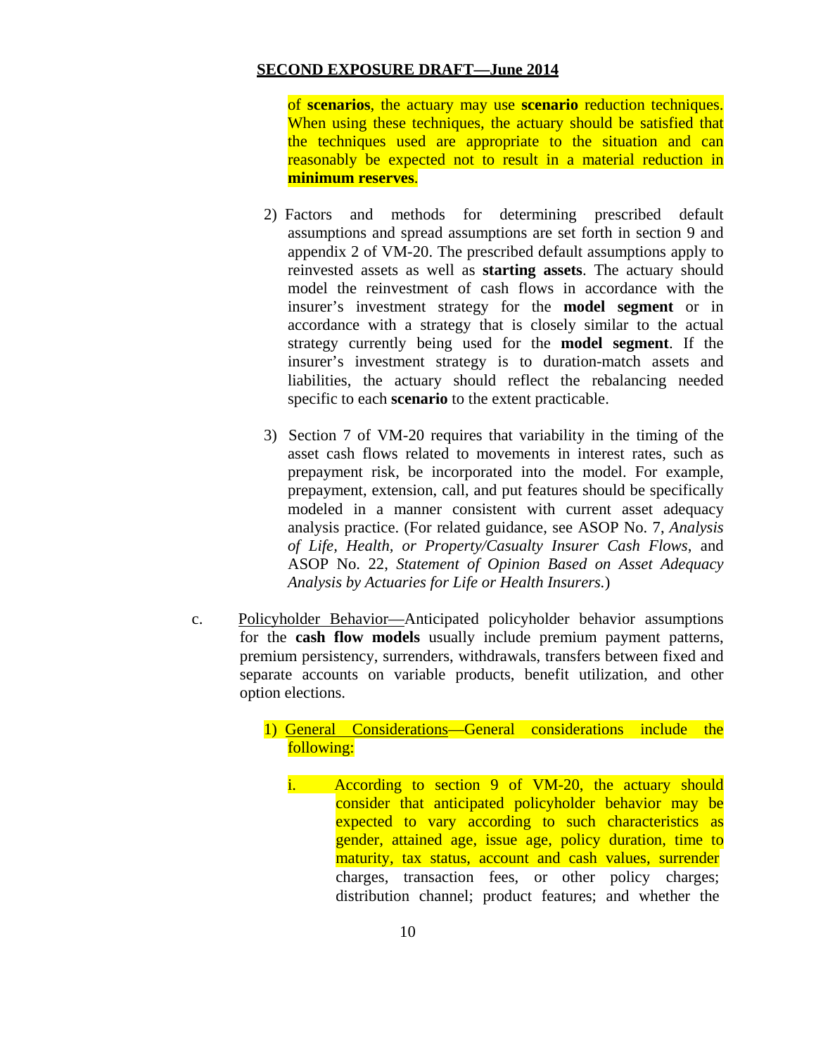of **scenarios**, the actuary may use **scenario** reduction techniques. When using these techniques, the actuary should be satisfied that the techniques used are appropriate to the situation and can reasonably be expected not to result in a material reduction in **minimum reserves**.

2) Factors and methods for determining prescribed default assumptions and spread assumptions are set forth in section 9 and appendix 2 of VM-20. The prescribed default assumptions apply to reinvested assets as well as **starting assets**. The actuary should model the reinvestment of cash flows in accordance with the insurer's investment strategy for the **model segment** or in accordance with a strategy that is closely similar to the actual strategy currently being used for the **model segment**. If the insurer's investment strategy is to duration-match assets and liabilities, the actuary should reflect the rebalancing needed specific to each **scenario** to the extent practicable.

3) Section 7 of VM-20 requires that variability in the timing of the asset cash flows related to movements in interest rates, such as prepayment risk, be incorporated into the model. For example, prepayment, extension, call, and put features should be specifically modeled in a manner consistent with current asset adequacy analysis practice. (For related guidance, see ASOP No. 7, *Analysis of Life, Health, or Property/Casualty Insurer Cash Flows*, and ASOP No. 22, *Statement of Opinion Based on Asset Adequacy Analysis by Actuaries for Life or Health Insurers.*)

c. Policyholder Behavior—Anticipated policyholder behavior assumptions for the **cash flow models** usually include premium payment patterns, premium persistency, surrenders, withdrawals, transfers between fixed and separate accounts on variable products, benefit utilization, and other option elections.

1) General Considerations—General considerations include the following:

i. According to section 9 of VM-20, the actuary should consider that anticipated policyholder behavior may be expected to vary according to such characteristics as gender, attained age, issue age, policy duration, time to maturity, tax status, account and cash values, surrender charges, transaction fees, or other policy charges; distribution channel; product features; and whether the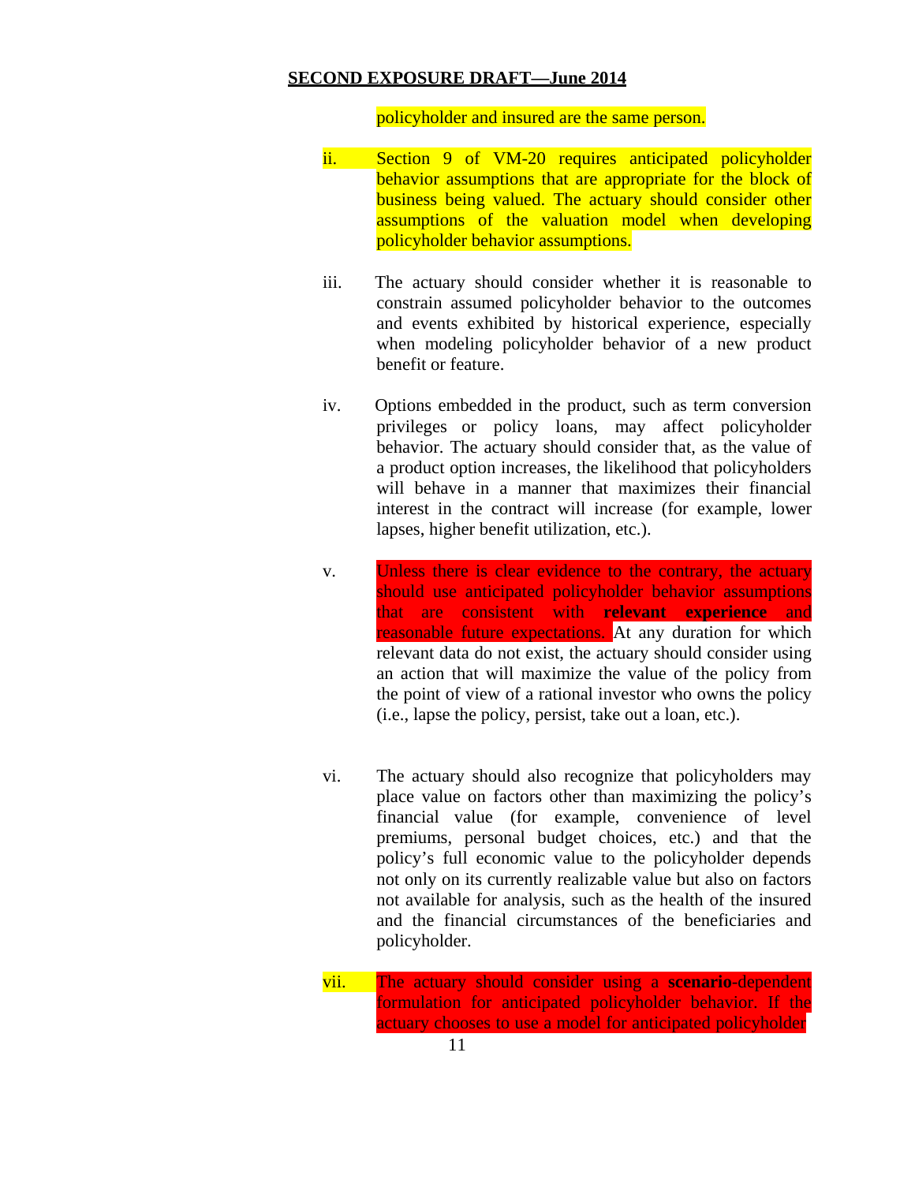policyholder and insured are the same person.

ii. Section 9 of VM-20 requires anticipated policyholder behavior assumptions that are appropriate for the block of business being valued. The actuary should consider other assumptions of the valuation model when developing policyholder behavior assumptions.

iii. The actuary should consider whether it is reasonable to constrain assumed policyholder behavior to the outcomes and events exhibited by historical experience, especially when modeling policyholder behavior of a new product benefit or feature.

iv. Options embedded in the product, such as term conversion privileges or policy loans, may affect policyholder behavior. The actuary should consider that, as the value of a product option increases, the likelihood that policyholders will behave in a manner that maximizes their financial interest in the contract will increase (for example, lower lapses, higher benefit utilization, etc.).

v. Unless there is clear evidence to the contrary, the actuary should use anticipated policyholder behavior assumptions that are consistent with **relevant experience** and reasonable future expectations. At any duration for which relevant data do not exist, the actuary should consider using an action that will maximize the value of the policy from the point of view of a rational investor who owns the policy (i.e., lapse the policy, persist, take out a loan, etc.).

vi. The actuary should also recognize that policyholders may place value on factors other than maximizing the policy's financial value (for example, convenience of level premiums, personal budget choices, etc.) and that the policy's full economic value to the policyholder depends not only on its currently realizable value but also on factors not available for analysis, such as the health of the insured and the financial circumstances of the beneficiaries and policyholder.

vii. The actuary should consider using a **scenario**-dependent formulation for anticipated policyholder behavior. If the actuary chooses to use a model for anticipated policyholder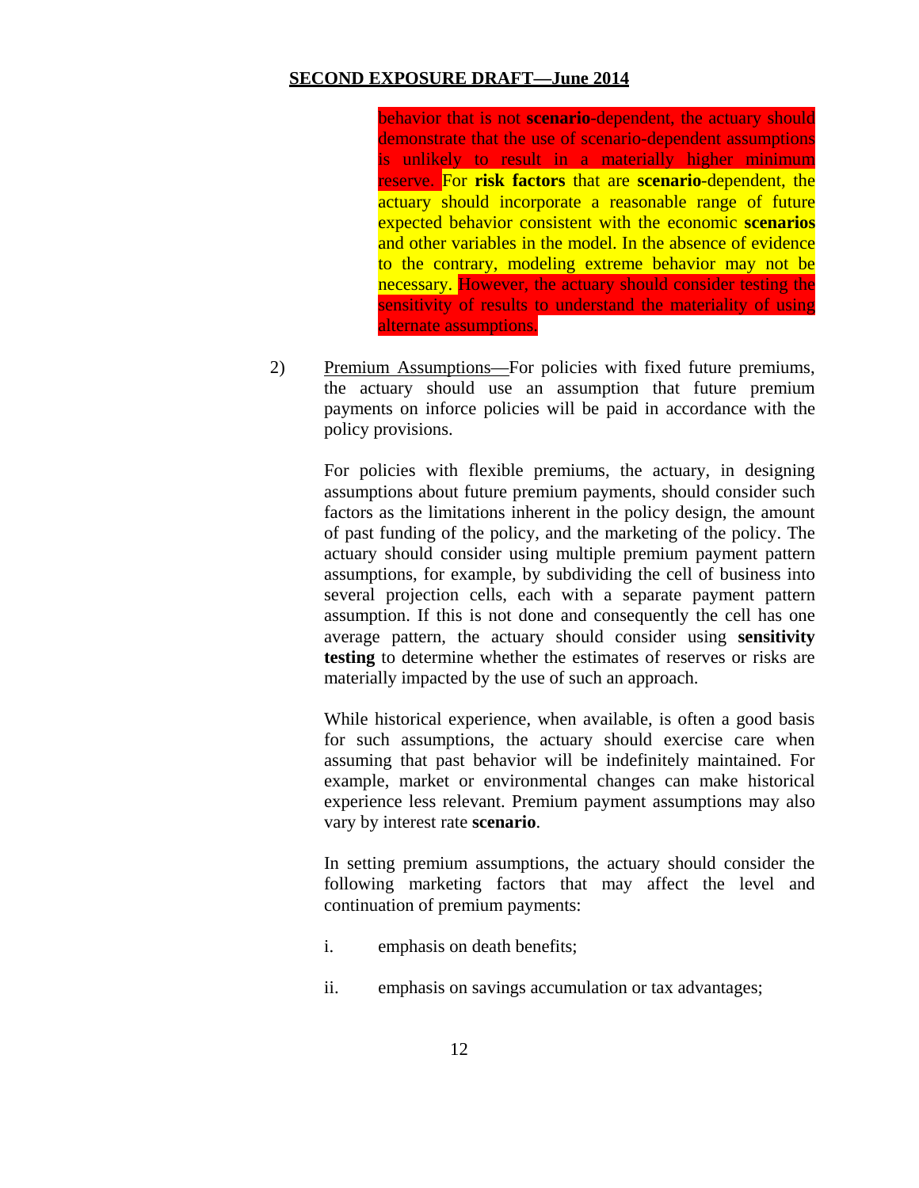behavior that is not **scenario**-dependent, the actuary should demonstrate that the use of scenario-dependent assumptions is unlikely to result in a materially higher minimum reserve. For **risk factors** that are **scenario**-dependent, the actuary should incorporate a reasonable range of future expected behavior consistent with the economic **scenarios** and other variables in the model. In the absence of evidence to the contrary, modeling extreme behavior may not be necessary. However, the actuary should consider testing the sensitivity of results to understand the materiality of using alternate assumptions.

2) Premium Assumptions—For policies with fixed future premiums, the actuary should use an assumption that future premium payments on inforce policies will be paid in accordance with the policy provisions.

For policies with flexible premiums, the actuary, in designing assumptions about future premium payments, should consider such factors as the limitations inherent in the policy design, the amount of past funding of the policy, and the marketing of the policy. The actuary should consider using multiple premium payment pattern assumptions, for example, by subdividing the cell of business into several projection cells, each with a separate payment pattern assumption. If this is not done and consequently the cell has one average pattern, the actuary should consider using **sensitivity testing** to determine whether the estimates of reserves or risks are materially impacted by the use of such an approach.

While historical experience, when available, is often a good basis for such assumptions, the actuary should exercise care when assuming that past behavior will be indefinitely maintained. For example, market or environmental changes can make historical experience less relevant. Premium payment assumptions may also vary by interest rate **scenario**.

In setting premium assumptions, the actuary should consider the following marketing factors that may affect the level and continuation of premium payments:

i. emphasis on death benefits;

ii. emphasis on savings accumulation or tax advantages;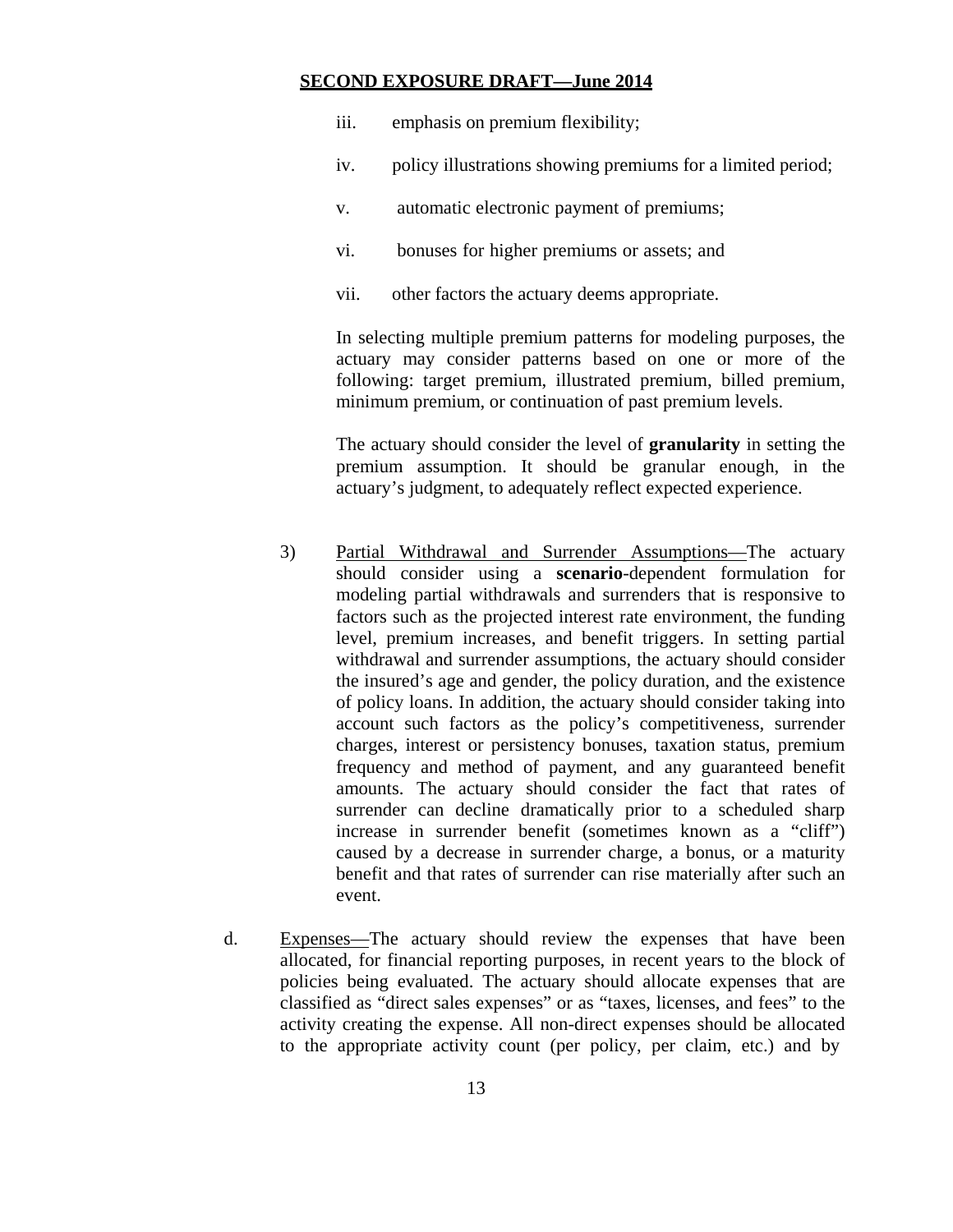iii. emphasis on premium flexibility;

iv. policy illustrations showing premiums for a limited period;

v. automatic electronic payment of premiums;

vi. bonuses for higher premiums or assets; and

vii. other factors the actuary deems appropriate.

In selecting multiple premium patterns for modeling purposes, the actuary may consider patterns based on one or more of the following: target premium, illustrated premium, billed premium, minimum premium, or continuation of past premium levels.

The actuary should consider the level of **granularity** in setting the premium assumption. It should be granular enough, in the actuary's judgment, to adequately reflect expected experience.

3) Partial Withdrawal and Surrender Assumptions—The actuary should consider using a **scenario**-dependent formulation for modeling partial withdrawals and surrenders that is responsive to factors such as the projected interest rate environment, the funding level, premium increases, and benefit triggers. In setting partial withdrawal and surrender assumptions, the actuary should consider the insured's age and gender, the policy duration, and the existence of policy loans. In addition, the actuary should consider taking into account such factors as the policy's competitiveness, surrender charges, interest or persistency bonuses, taxation status, premium frequency and method of payment, and any guaranteed benefit amounts. The actuary should consider the fact that rates of surrender can decline dramatically prior to a scheduled sharp increase in surrender benefit (sometimes known as a "cliff") caused by a decrease in surrender charge, a bonus, or a maturity benefit and that rates of surrender can rise materially after such an event.

d. Expenses—The actuary should review the expenses that have been allocated, for financial reporting purposes, in recent years to the block of policies being evaluated. The actuary should allocate expenses that are classified as "direct sales expenses" or as "taxes, licenses, and fees" to the activity creating the expense. All non-direct expenses should be allocated to the appropriate activity count (per policy, per claim, etc.) and by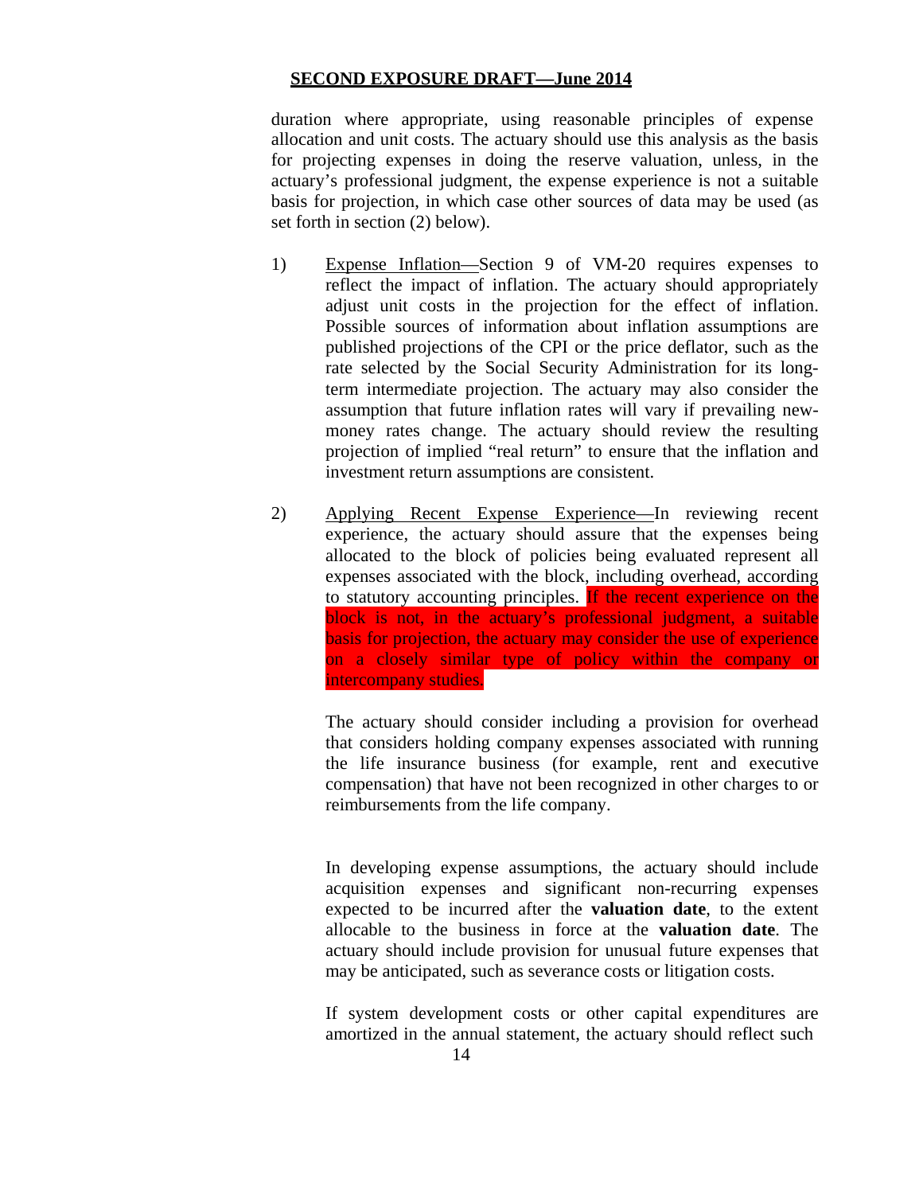duration where appropriate, using reasonable principles of expense allocation and unit costs. The actuary should use this analysis as the basis for projecting expenses in doing the reserve valuation, unless, in the actuary's professional judgment, the expense experience is not a suitable basis for projection, in which case other sources of data may be used (as set forth in section (2) below).

1) Expense Inflation—Section 9 of VM-20 requires expenses to reflect the impact of inflation. The actuary should appropriately adjust unit costs in the projection for the effect of inflation. Possible sources of information about inflation assumptions are published projections of the CPI or the price deflator, such as the rate selected by the Social Security Administration for its long-term intermediate projection. The actuary may also consider the assumption that future inflation rates will vary if prevailing new-money rates change. The actuary should review the resulting projection of implied "real return" to ensure that the inflation and investment return assumptions are consistent.

2) Applying Recent Expense Experience—In reviewing recent experience, the actuary should assure that the expenses being allocated to the block of policies being evaluated represent all expenses associated with the block, including overhead, according to statutory accounting principles. If the recent experience on the block is not, in the actuary's professional judgment, a suitable basis for projection, the actuary may consider the use of experience on a closely similar type of policy within the company or intercompany studies.

   The actuary should consider including a provision for overhead that considers holding company expenses associated with running the life insurance business (for example, rent and executive compensation) that have not been recognized in other charges to or reimbursements from the life company.

   In developing expense assumptions, the actuary should include acquisition expenses and significant non-recurring expenses expected to be incurred after the **valuation date**, to the extent allocable to the business in force at the **valuation date**. The actuary should include provision for unusual future expenses that may be anticipated, such as severance costs or litigation costs.

   If system development costs or other capital expenditures are amortized in the annual statement, the actuary should reflect such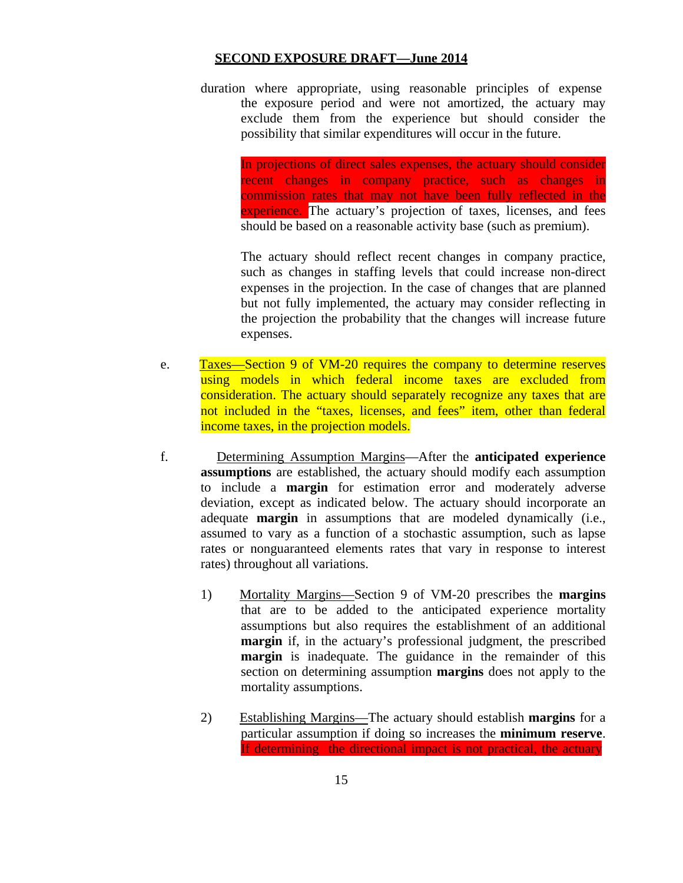duration where appropriate, using reasonable principles of expense the exposure period and were not amortized, the actuary may exclude them from the experience but should consider the possibility that similar expenditures will occur in the future.

In projections of direct sales expenses, the actuary should consider recent changes in company practice, such as changes in commission rates that may not have been fully reflected in the experience. The actuary's projection of taxes, licenses, and fees should be based on a reasonable activity base (such as premium).

The actuary should reflect recent changes in company practice, such as changes in staffing levels that could increase non-direct expenses in the projection. In the case of changes that are planned but not fully implemented, the actuary may consider reflecting in the projection the probability that the changes will increase future expenses.

e. Taxes—Section 9 of VM-20 requires the company to determine reserves using models in which federal income taxes are excluded from consideration. The actuary should separately recognize any taxes that are not included in the "taxes, licenses, and fees" item, other than federal income taxes, in the projection models.

f. Determining Assumption Margins—After the **anticipated experience assumptions** are established, the actuary should modify each assumption to include a **margin** for estimation error and moderately adverse deviation, except as indicated below. The actuary should incorporate an adequate **margin** in assumptions that are modeled dynamically (i.e., assumed to vary as a function of a stochastic assumption, such as lapse rates or nonguaranteed elements rates that vary in response to interest rates) throughout all variations.

1) Mortality Margins—Section 9 of VM-20 prescribes the **margins** that are to be added to the anticipated experience mortality assumptions but also requires the establishment of an additional **margin** if, in the actuary's professional judgment, the prescribed **margin** is inadequate. The guidance in the remainder of this section on determining assumption **margins** does not apply to the mortality assumptions.

2) Establishing Margins—The actuary should establish **margins** for a particular assumption if doing so increases the **minimum reserve**. If determining the directional impact is not practical, the actuary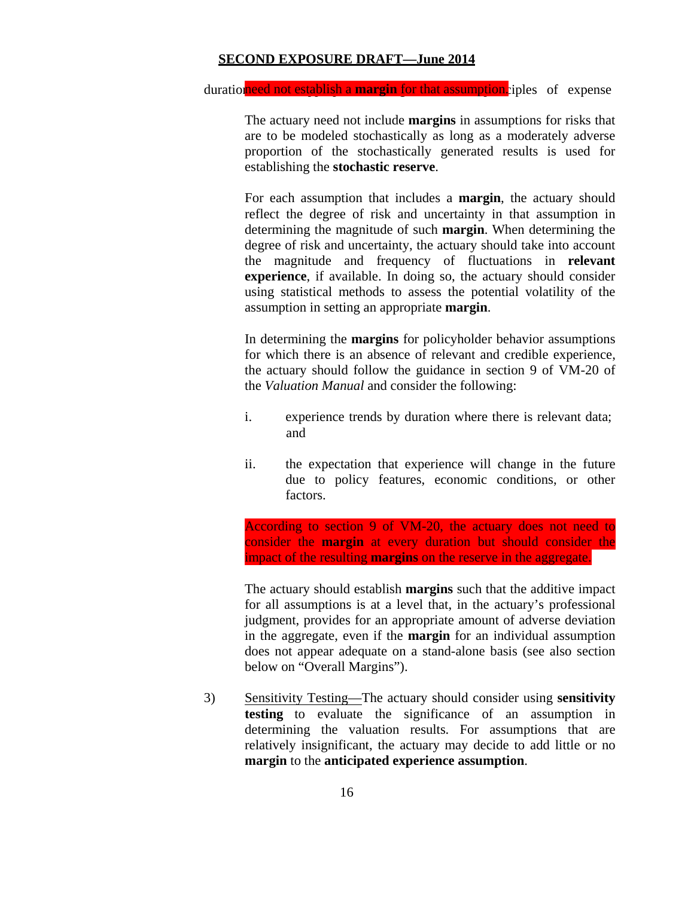## SECOND EXPOSURE DRAFT—June 2014

duratio**need not establish a margin for that assumption.**ciples of expense

The actuary need not include **margins** in assumptions for risks that are to be modeled stochastically as long as a moderately adverse proportion of the stochastically generated results is used for establishing the **stochastic reserve**.

For each assumption that includes a **margin**, the actuary should reflect the degree of risk and uncertainty in that assumption in determining the magnitude of such **margin**. When determining the degree of risk and uncertainty, the actuary should take into account the magnitude and frequency of fluctuations in **relevant experience**, if available. In doing so, the actuary should consider using statistical methods to assess the potential volatility of the assumption in setting an appropriate **margin**.

In determining the **margins** for policyholder behavior assumptions for which there is an absence of relevant and credible experience, the actuary should follow the guidance in section 9 of VM-20 of the *Valuation Manual* and consider the following:

i. experience trends by duration where there is relevant data; and

ii. the expectation that experience will change in the future due to policy features, economic conditions, or other factors.

According to section 9 of VM-20, the actuary does not need to consider the **margin** at every duration but should consider the impact of the resulting **margins** on the reserve in the aggregate.

The actuary should establish **margins** such that the additive impact for all assumptions is at a level that, in the actuary's professional judgment, provides for an appropriate amount of adverse deviation in the aggregate, even if the **margin** for an individual assumption does not appear adequate on a stand-alone basis (see also section below on "Overall Margins").

3) Sensitivity Testing—The actuary should consider using **sensitivity testing** to evaluate the significance of an assumption in determining the valuation results. For assumptions that are relatively insignificant, the actuary may decide to add little or no **margin** to the **anticipated experience assumption**.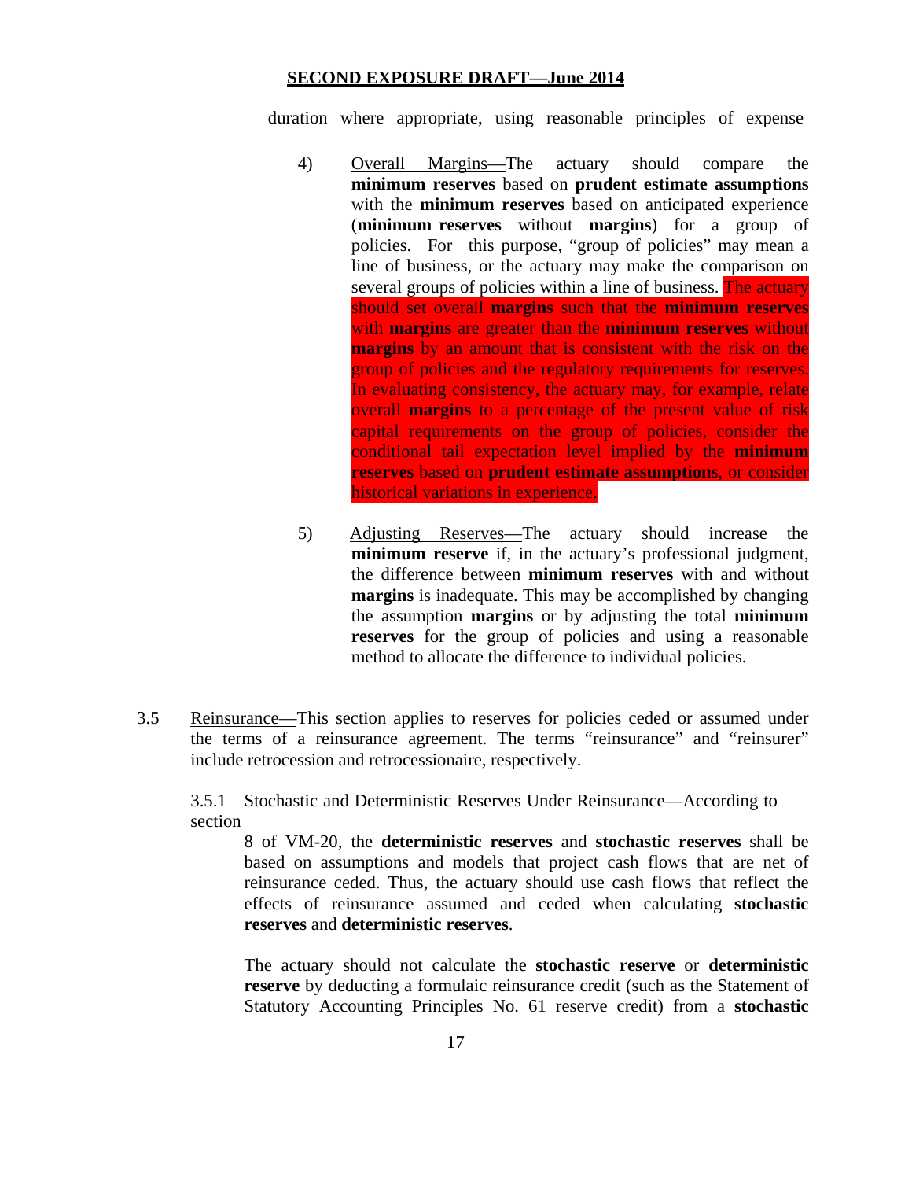duration where appropriate, using reasonable principles of expense

4) Overall Margins—The actuary should compare the **minimum reserves** based on **prudent estimate assumptions** with the **minimum reserves** based on anticipated experience (**minimum reserves** without **margins**) for a group of policies. For this purpose, "group of policies" may mean a line of business, or the actuary may make the comparison on several groups of policies within a line of business. The actuary should set overall **margins** such that the **minimum reserves** with **margins** are greater than the **minimum reserves** without **margins** by an amount that is consistent with the risk on the group of policies and the regulatory requirements for reserves. In evaluating consistency, the actuary may, for example, relate overall **margins** to a percentage of the present value of risk capital requirements on the group of policies, consider the conditional tail expectation level implied by the **minimum reserves** based on **prudent estimate assumptions**, or consider historical variations in experience.

5) Adjusting Reserves—The actuary should increase the **minimum reserve** if, in the actuary's professional judgment, the difference between **minimum reserves** with and without **margins** is inadequate. This may be accomplished by changing the assumption **margins** or by adjusting the total **minimum reserves** for the group of policies and using a reasonable method to allocate the difference to individual policies.

3.5 Reinsurance—This section applies to reserves for policies ceded or assumed under the terms of a reinsurance agreement. The terms "reinsurance" and "reinsurer" include retrocession and retrocessionaire, respectively.

3.5.1 Stochastic and Deterministic Reserves Under Reinsurance—According to section 8 of VM-20, the **deterministic reserves** and **stochastic reserves** shall be based on assumptions and models that project cash flows that are net of reinsurance ceded. Thus, the actuary should use cash flows that reflect the effects of reinsurance assumed and ceded when calculating **stochastic reserves** and **deterministic reserves**.

The actuary should not calculate the **stochastic reserve** or **deterministic reserve** by deducting a formulaic reinsurance credit (such as the Statement of Statutory Accounting Principles No. 61 reserve credit) from a **stochastic**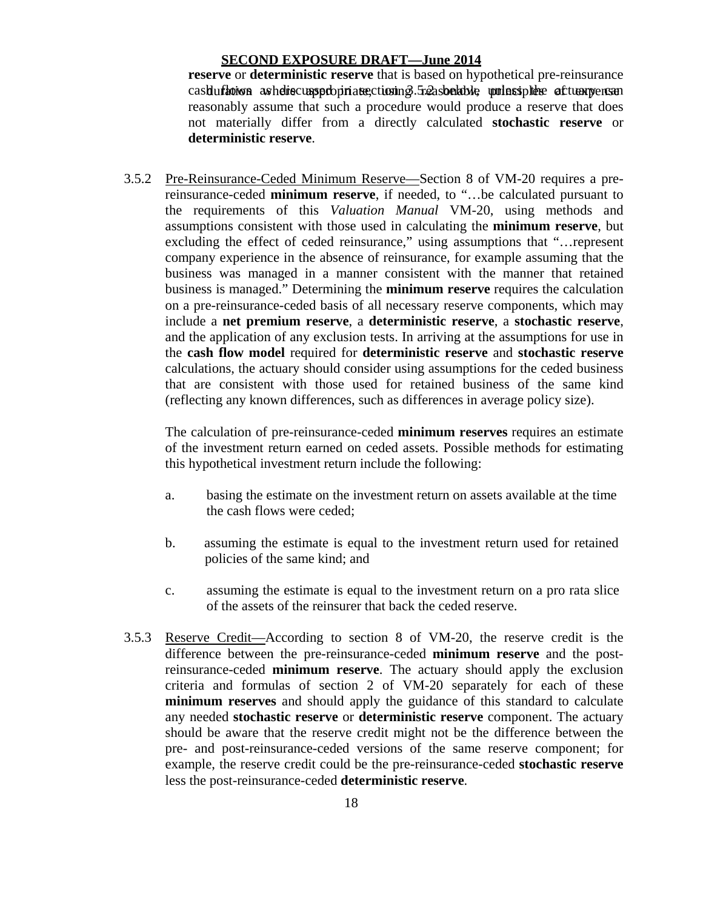**reserve** or **deterministic reserve** that is based on hypothetical pre-reinsurance cash flows as discussed in section 3.5.2 below, unless the actuary can reasonably assume that such a procedure would produce a reserve that does not materially differ from a directly calculated **stochastic reserve** or **deterministic reserve**.

3.5.2 Pre-Reinsurance-Ceded Minimum Reserve—Section 8 of VM-20 requires a pre-reinsurance-ceded **minimum reserve**, if needed, to "…be calculated pursuant to the requirements of this *Valuation Manual* VM-20, using methods and assumptions consistent with those used in calculating the **minimum reserve**, but excluding the effect of ceded reinsurance," using assumptions that "…represent company experience in the absence of reinsurance, for example assuming that the business was managed in a manner consistent with the manner that retained business is managed." Determining the **minimum reserve** requires the calculation on a pre-reinsurance-ceded basis of all necessary reserve components, which may include a **net premium reserve**, a **deterministic reserve**, a **stochastic reserve**, and the application of any exclusion tests. In arriving at the assumptions for use in the **cash flow model** required for **deterministic reserve** and **stochastic reserve** calculations, the actuary should consider using assumptions for the ceded business that are consistent with those used for retained business of the same kind (reflecting any known differences, such as differences in average policy size).

The calculation of pre-reinsurance-ceded **minimum reserves** requires an estimate of the investment return earned on ceded assets. Possible methods for estimating this hypothetical investment return include the following:

a. basing the estimate on the investment return on assets available at the time the cash flows were ceded;

b. assuming the estimate is equal to the investment return used for retained policies of the same kind; and

c. assuming the estimate is equal to the investment return on a pro rata slice of the assets of the reinsurer that back the ceded reserve.

3.5.3 Reserve Credit—According to section 8 of VM-20, the reserve credit is the difference between the pre-reinsurance-ceded **minimum reserve** and the post-reinsurance-ceded **minimum reserve**. The actuary should apply the exclusion criteria and formulas of section 2 of VM-20 separately for each of these **minimum reserves** and should apply the guidance of this standard to calculate any needed **stochastic reserve** or **deterministic reserve** component. The actuary should be aware that the reserve credit might not be the difference between the pre- and post-reinsurance-ceded versions of the same reserve component; for example, the reserve credit could be the pre-reinsurance-ceded **stochastic reserve** less the post-reinsurance-ceded **deterministic reserve**.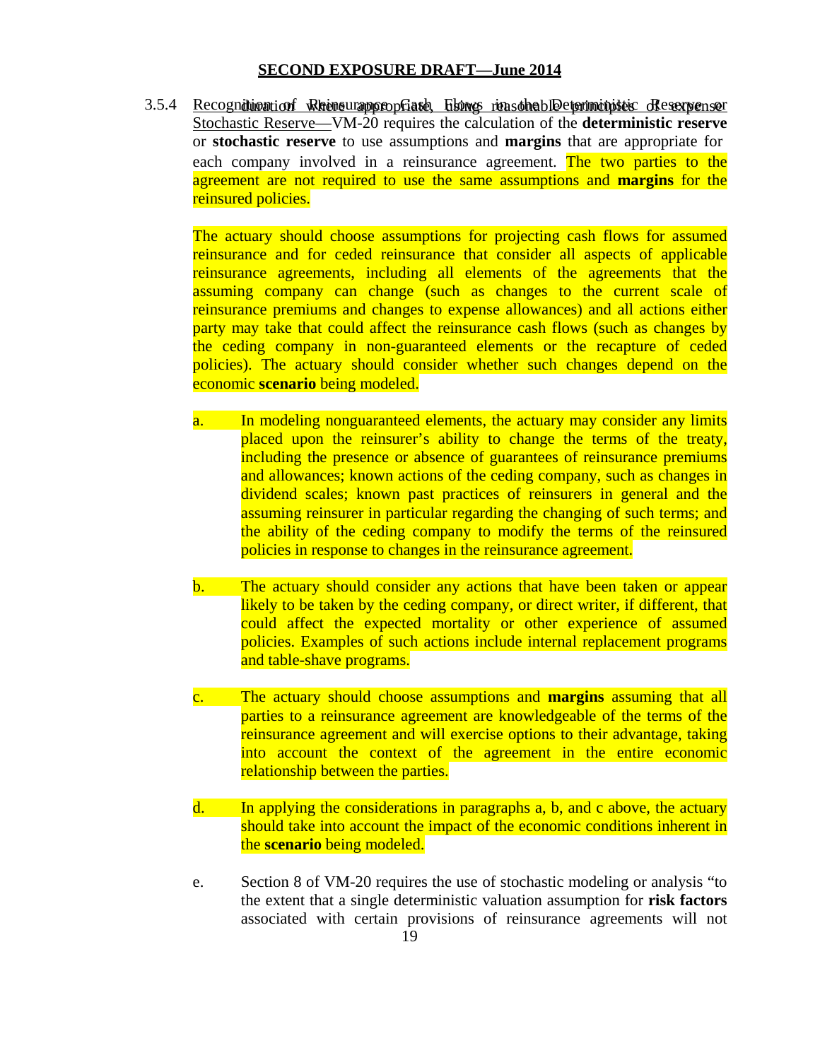**SECOND EXPOSURE DRAFT—June 2014**

3.5.4 Recognition of Reinsurance Cash Flows in the Deterministic Reserve or Stochastic Reserve—VM-20 requires the calculation of the **deterministic reserve** or **stochastic reserve** to use assumptions and **margins** that are appropriate for each company involved in a reinsurance agreement. The two parties to the agreement are not required to use the same assumptions and **margins** for the reinsured policies.

The actuary should choose assumptions for projecting cash flows for assumed reinsurance and for ceded reinsurance that consider all aspects of applicable reinsurance agreements, including all elements of the agreements that the assuming company can change (such as changes to the current scale of reinsurance premiums and changes to expense allowances) and all actions either party may take that could affect the reinsurance cash flows (such as changes by the ceding company in non-guaranteed elements or the recapture of ceded policies). The actuary should consider whether such changes depend on the economic **scenario** being modeled.

a. In modeling nonguaranteed elements, the actuary may consider any limits placed upon the reinsurer's ability to change the terms of the treaty, including the presence or absence of guarantees of reinsurance premiums and allowances; known actions of the ceding company, such as changes in dividend scales; known past practices of reinsurers in general and the assuming reinsurer in particular regarding the changing of such terms; and the ability of the ceding company to modify the terms of the reinsured policies in response to changes in the reinsurance agreement.

b. The actuary should consider any actions that have been taken or appear likely to be taken by the ceding company, or direct writer, if different, that could affect the expected mortality or other experience of assumed policies. Examples of such actions include internal replacement programs and table-shave programs.

c. The actuary should choose assumptions and **margins** assuming that all parties to a reinsurance agreement are knowledgeable of the terms of the reinsurance agreement and will exercise options to their advantage, taking into account the context of the agreement in the entire economic relationship between the parties.

d. In applying the considerations in paragraphs a, b, and c above, the actuary should take into account the impact of the economic conditions inherent in the **scenario** being modeled.

e. Section 8 of VM-20 requires the use of stochastic modeling or analysis "to the extent that a single deterministic valuation assumption for **risk factors** associated with certain provisions of reinsurance agreements will not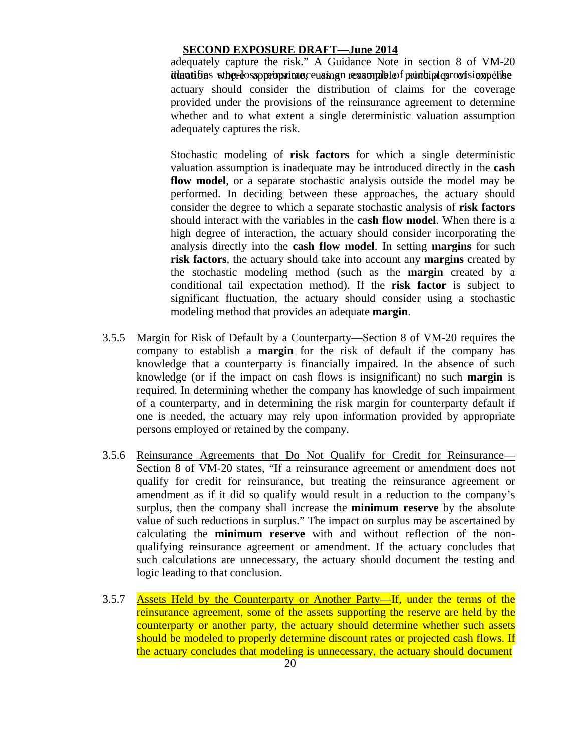adequately capture the risk." A Guidance Note in section 8 of VM-20 identifies stop-loss reinsurance as an example of such a provision. The actuary should consider the distribution of claims for the coverage provided under the provisions of the reinsurance agreement to determine whether and to what extent a single deterministic valuation assumption adequately captures the risk.

Stochastic modeling of **risk factors** for which a single deterministic valuation assumption is inadequate may be introduced directly in the **cash flow model**, or a separate stochastic analysis outside the model may be performed. In deciding between these approaches, the actuary should consider the degree to which a separate stochastic analysis of **risk factors** should interact with the variables in the **cash flow model**. When there is a high degree of interaction, the actuary should consider incorporating the analysis directly into the **cash flow model**. In setting **margins** for such **risk factors**, the actuary should take into account any **margins** created by the stochastic modeling method (such as the **margin** created by a conditional tail expectation method). If the **risk factor** is subject to significant fluctuation, the actuary should consider using a stochastic modeling method that provides an adequate **margin**.

3.5.5 Margin for Risk of Default by a Counterparty—Section 8 of VM-20 requires the company to establish a **margin** for the risk of default if the company has knowledge that a counterparty is financially impaired. In the absence of such knowledge (or if the impact on cash flows is insignificant) no such **margin** is required. In determining whether the company has knowledge of such impairment of a counterparty, and in determining the risk margin for counterparty default if one is needed, the actuary may rely upon information provided by appropriate persons employed or retained by the company.

3.5.6 Reinsurance Agreements that Do Not Qualify for Credit for Reinsurance—Section 8 of VM-20 states, "If a reinsurance agreement or amendment does not qualify for credit for reinsurance, but treating the reinsurance agreement or amendment as if it did so qualify would result in a reduction to the company's surplus, then the company shall increase the **minimum reserve** by the absolute value of such reductions in surplus." The impact on surplus may be ascertained by calculating the **minimum reserve** with and without reflection of the non-qualifying reinsurance agreement or amendment. If the actuary concludes that such calculations are unnecessary, the actuary should document the testing and logic leading to that conclusion.

3.5.7 Assets Held by the Counterparty or Another Party—If, under the terms of the reinsurance agreement, some of the assets supporting the reserve are held by the counterparty or another party, the actuary should determine whether such assets should be modeled to properly determine discount rates or projected cash flows. If the actuary concludes that modeling is unnecessary, the actuary should document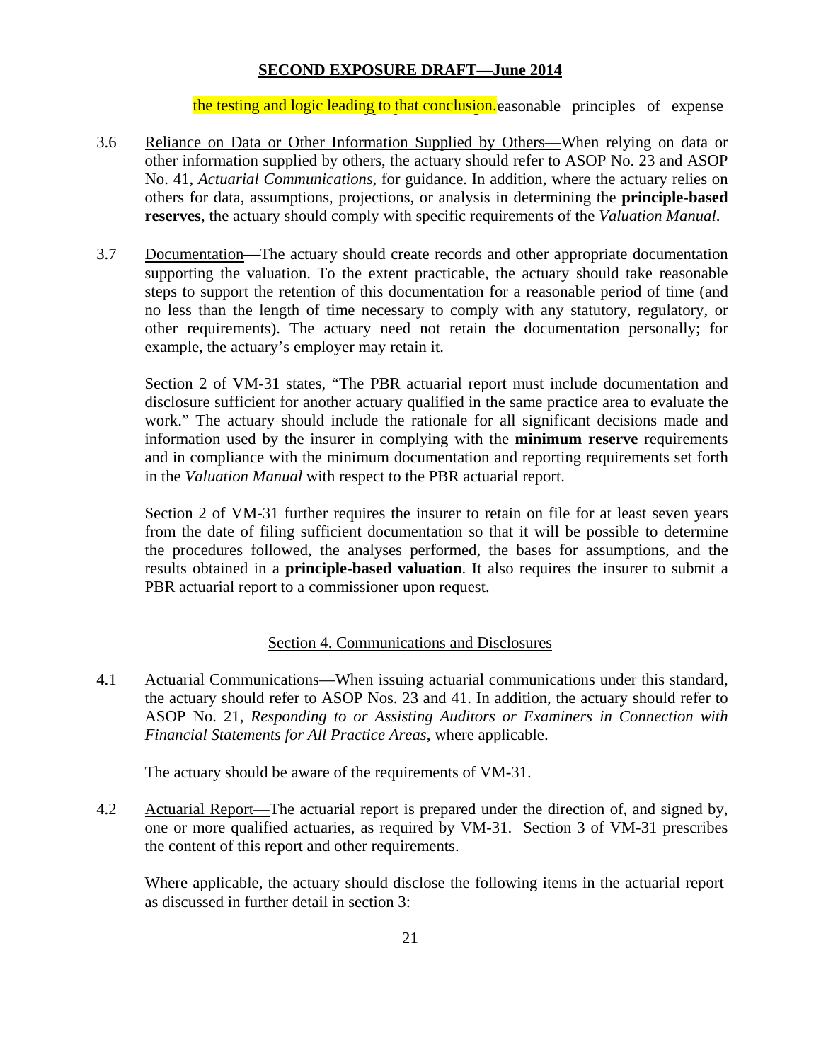the testing and logic leading to that conclusion.easonable principles of expense

3.6 Reliance on Data or Other Information Supplied by Others—When relying on data or other information supplied by others, the actuary should refer to ASOP No. 23 and ASOP No. 41, *Actuarial Communications*, for guidance. In addition, where the actuary relies on others for data, assumptions, projections, or analysis in determining the **principle-based reserves**, the actuary should comply with specific requirements of the *Valuation Manual*.

3.7 Documentation—The actuary should create records and other appropriate documentation supporting the valuation. To the extent practicable, the actuary should take reasonable steps to support the retention of this documentation for a reasonable period of time (and no less than the length of time necessary to comply with any statutory, regulatory, or other requirements). The actuary need not retain the documentation personally; for example, the actuary's employer may retain it.

Section 2 of VM-31 states, "The PBR actuarial report must include documentation and disclosure sufficient for another actuary qualified in the same practice area to evaluate the work." The actuary should include the rationale for all significant decisions made and information used by the insurer in complying with the **minimum reserve** requirements and in compliance with the minimum documentation and reporting requirements set forth in the *Valuation Manual* with respect to the PBR actuarial report.

Section 2 of VM-31 further requires the insurer to retain on file for at least seven years from the date of filing sufficient documentation so that it will be possible to determine the procedures followed, the analyses performed, the bases for assumptions, and the results obtained in a **principle-based valuation**. It also requires the insurer to submit a PBR actuarial report to a commissioner upon request.

## Section 4. Communications and Disclosures

4.1 Actuarial Communications—When issuing actuarial communications under this standard, the actuary should refer to ASOP Nos. 23 and 41. In addition, the actuary should refer to ASOP No. 21, *Responding to or Assisting Auditors or Examiners in Connection with Financial Statements for All Practice Areas*, where applicable.

The actuary should be aware of the requirements of VM-31.

4.2 Actuarial Report—The actuarial report is prepared under the direction of, and signed by, one or more qualified actuaries, as required by VM-31. Section 3 of VM-31 prescribes the content of this report and other requirements.

Where applicable, the actuary should disclose the following items in the actuarial report as discussed in further detail in section 3: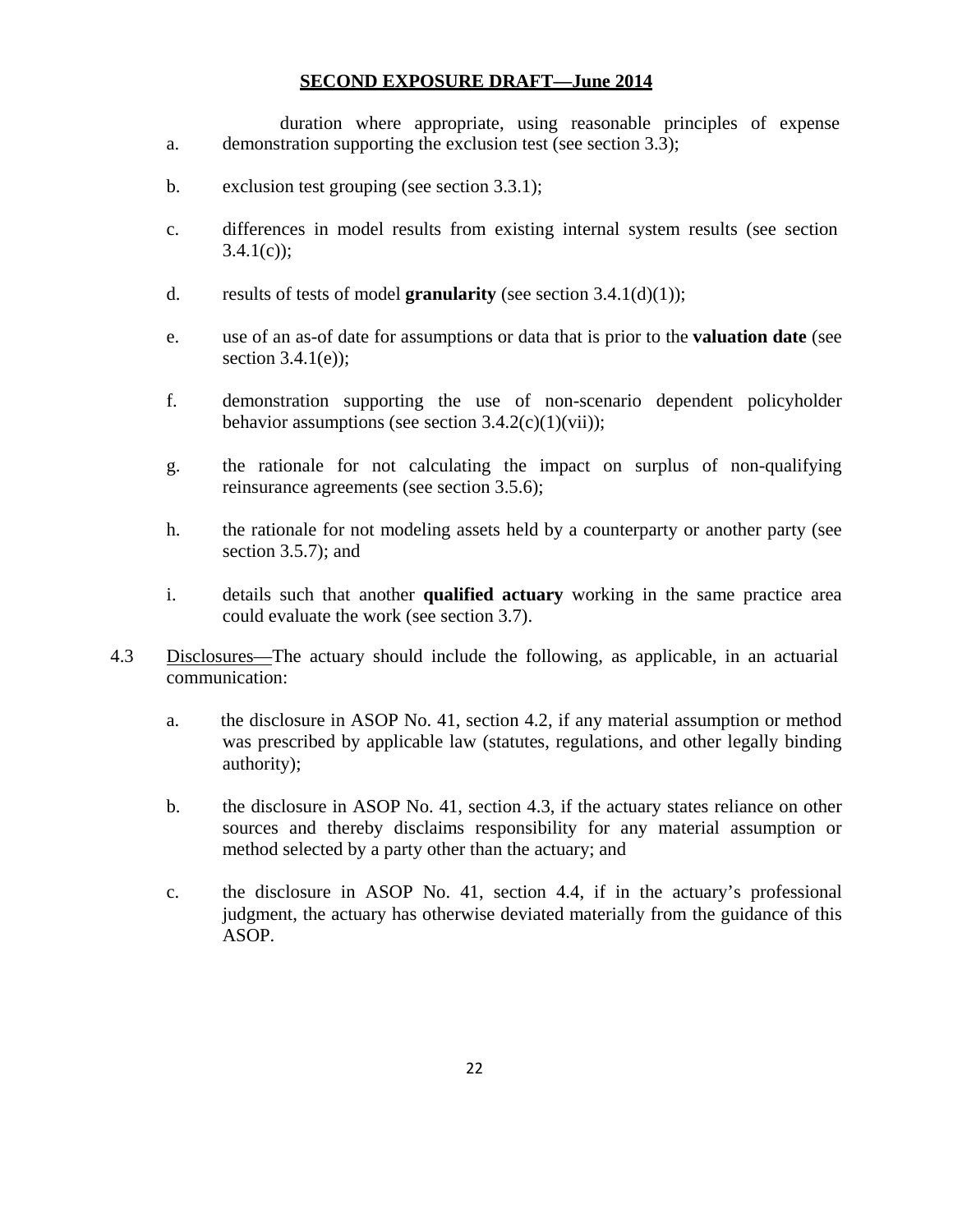**SECOND EXPOSURE DRAFT—June 2014**

duration where appropriate, using reasonable principles of expense

a. demonstration supporting the exclusion test (see section 3.3);

b. exclusion test grouping (see section 3.3.1);

c. differences in model results from existing internal system results (see section 3.4.1(c));

d. results of tests of model **granularity** (see section 3.4.1(d)(1));

e. use of an as-of date for assumptions or data that is prior to the **valuation date** (see section 3.4.1(e));

f. demonstration supporting the use of non-scenario dependent policyholder behavior assumptions (see section 3.4.2(c)(1)(vii));

g. the rationale for not calculating the impact on surplus of non-qualifying reinsurance agreements (see section 3.5.6);

h. the rationale for not modeling assets held by a counterparty or another party (see section 3.5.7); and

i. details such that another **qualified actuary** working in the same practice area could evaluate the work (see section 3.7).

4.3 Disclosures—The actuary should include the following, as applicable, in an actuarial communication:

a. the disclosure in ASOP No. 41, section 4.2, if any material assumption or method was prescribed by applicable law (statutes, regulations, and other legally binding authority);

b. the disclosure in ASOP No. 41, section 4.3, if the actuary states reliance on other sources and thereby disclaims responsibility for any material assumption or method selected by a party other than the actuary; and

c. the disclosure in ASOP No. 41, section 4.4, if in the actuary's professional judgment, the actuary has otherwise deviated materially from the guidance of this ASOP.